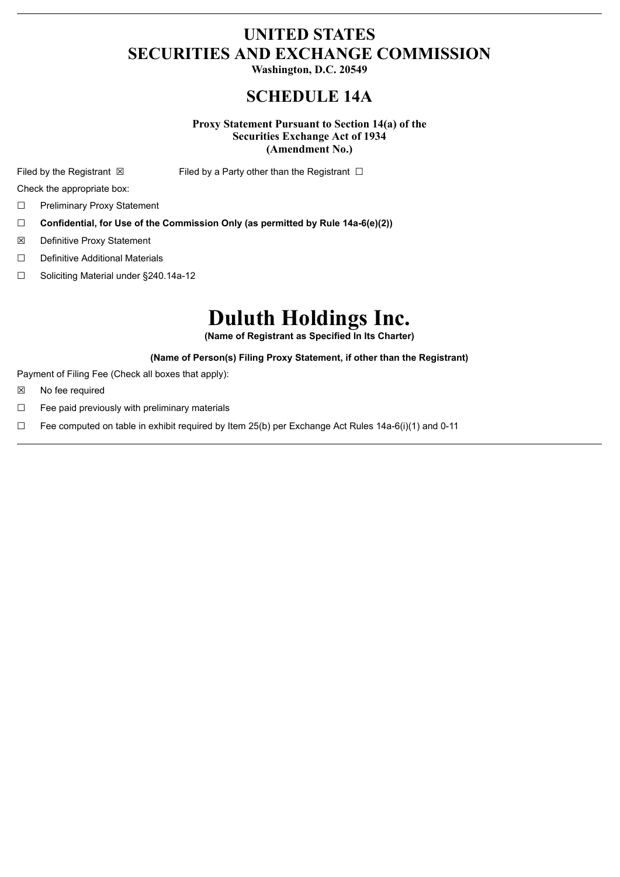# UNITED STATES
# SECURITIES AND EXCHANGE COMMISSION

**Washington, D.C. 20549**

## SCHEDULE 14A

**Proxy Statement Pursuant to Section 14(a) of the Securities Exchange Act of 1934 (Amendment No.)**

Filed by the Registrant ☒ Filed by a Party other than the Registrant ☐

Check the appropriate box:

☐ Preliminary Proxy Statement

☐ **Confidential, for Use of the Commission Only (as permitted by Rule 14a-6(e)(2))**

☒ Definitive Proxy Statement

☐ Definitive Additional Materials

☐ Soliciting Material under §240.14a-12

# Duluth Holdings Inc.

**(Name of Registrant as Specified In Its Charter)**

**(Name of Person(s) Filing Proxy Statement, if other than the Registrant)**

Payment of Filing Fee (Check all boxes that apply):

☒ No fee required

☐ Fee paid previously with preliminary materials

☐ Fee computed on table in exhibit required by Item 25(b) per Exchange Act Rules 14a-6(i)(1) and 0-11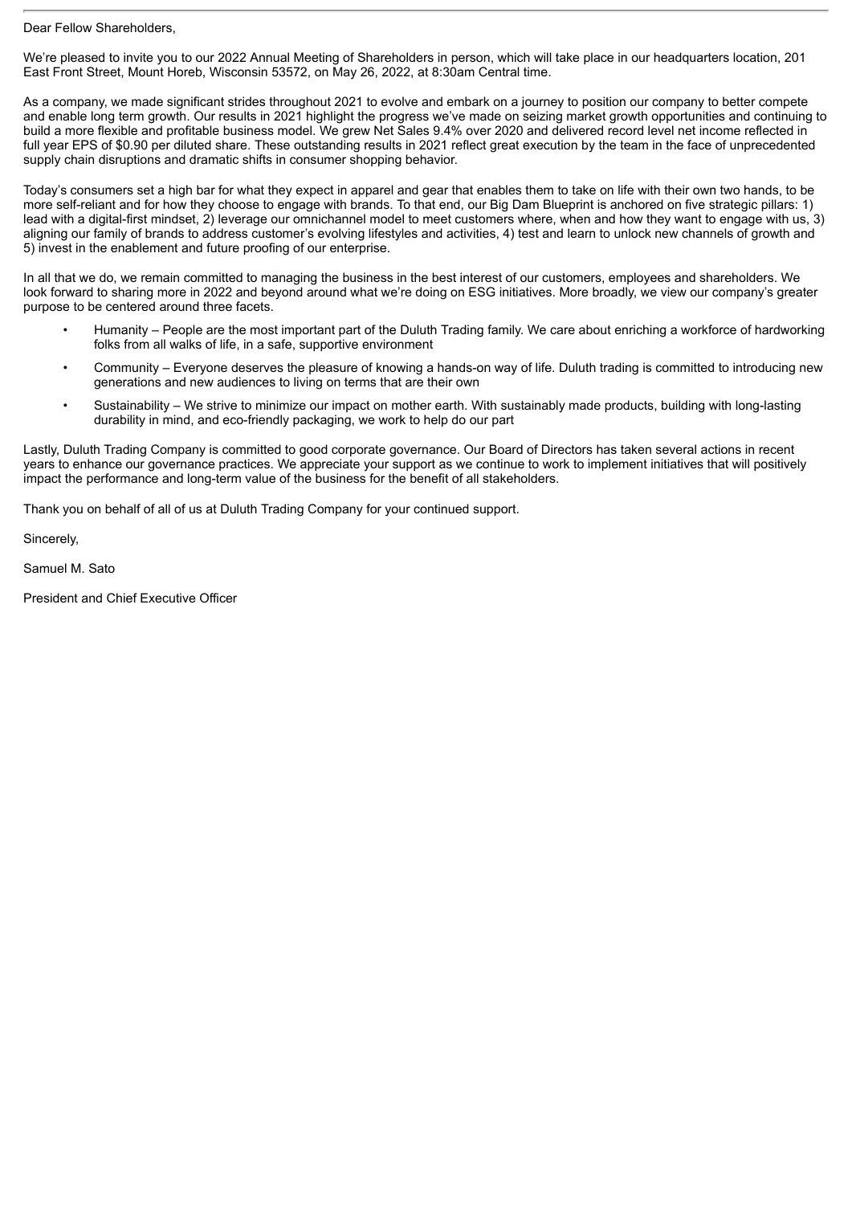Dear Fellow Shareholders,

We're pleased to invite you to our 2022 Annual Meeting of Shareholders in person, which will take place in our headquarters location, 201 East Front Street, Mount Horeb, Wisconsin 53572, on May 26, 2022, at 8:30am Central time.

As a company, we made significant strides throughout 2021 to evolve and embark on a journey to position our company to better compete and enable long term growth. Our results in 2021 highlight the progress we've made on seizing market growth opportunities and continuing to build a more flexible and profitable business model. We grew Net Sales 9.4% over 2020 and delivered record level net income reflected in full year EPS of $0.90 per diluted share. These outstanding results in 2021 reflect great execution by the team in the face of unprecedented supply chain disruptions and dramatic shifts in consumer shopping behavior.

Today's consumers set a high bar for what they expect in apparel and gear that enables them to take on life with their own two hands, to be more self-reliant and for how they choose to engage with brands. To that end, our Big Dam Blueprint is anchored on five strategic pillars: 1) lead with a digital-first mindset, 2) leverage our omnichannel model to meet customers where, when and how they want to engage with us, 3) aligning our family of brands to address customer's evolving lifestyles and activities, 4) test and learn to unlock new channels of growth and 5) invest in the enablement and future proofing of our enterprise.

In all that we do, we remain committed to managing the business in the best interest of our customers, employees and shareholders. We look forward to sharing more in 2022 and beyond around what we're doing on ESG initiatives. More broadly, we view our company's greater purpose to be centered around three facets.

- Humanity – People are the most important part of the Duluth Trading family. We care about enriching a workforce of hardworking folks from all walks of life, in a safe, supportive environment
- Community – Everyone deserves the pleasure of knowing a hands-on way of life. Duluth trading is committed to introducing new generations and new audiences to living on terms that are their own
- Sustainability – We strive to minimize our impact on mother earth. With sustainably made products, building with long-lasting durability in mind, and eco-friendly packaging, we work to help do our part

Lastly, Duluth Trading Company is committed to good corporate governance. Our Board of Directors has taken several actions in recent years to enhance our governance practices. We appreciate your support as we continue to work to implement initiatives that will positively impact the performance and long-term value of the business for the benefit of all stakeholders.

Thank you on behalf of all of us at Duluth Trading Company for your continued support.

Sincerely,

Samuel M. Sato

President and Chief Executive Officer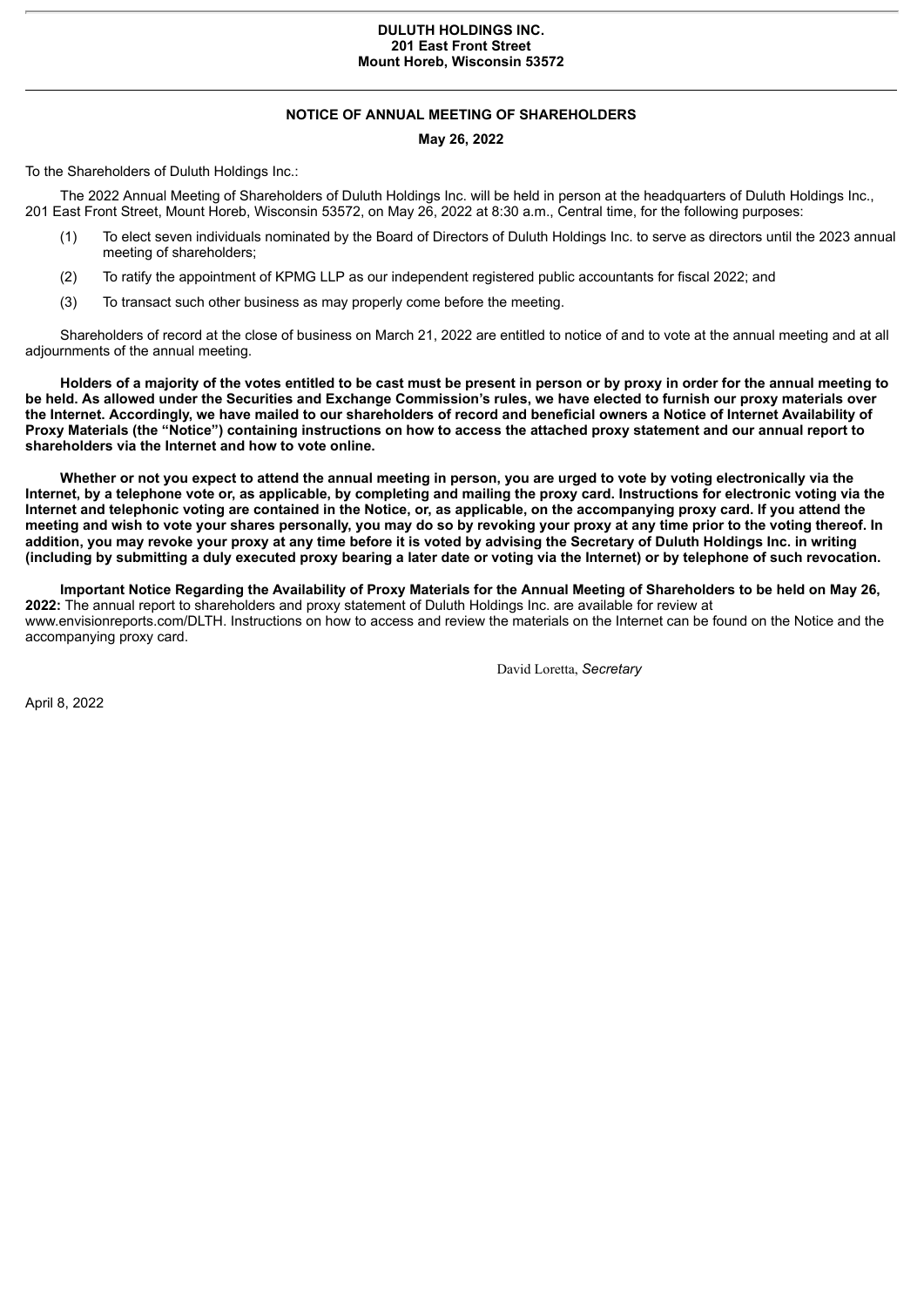**DULUTH HOLDINGS INC.**
**201 East Front Street**
**Mount Horeb, Wisconsin 53572**

## NOTICE OF ANNUAL MEETING OF SHAREHOLDERS

**May 26, 2022**

To the Shareholders of Duluth Holdings Inc.:

The 2022 Annual Meeting of Shareholders of Duluth Holdings Inc. will be held in person at the headquarters of Duluth Holdings Inc., 201 East Front Street, Mount Horeb, Wisconsin 53572, on May 26, 2022 at 8:30 a.m., Central time, for the following purposes:

(1) To elect seven individuals nominated by the Board of Directors of Duluth Holdings Inc. to serve as directors until the 2023 annual meeting of shareholders;

(2) To ratify the appointment of KPMG LLP as our independent registered public accountants for fiscal 2022; and

(3) To transact such other business as may properly come before the meeting.

Shareholders of record at the close of business on March 21, 2022 are entitled to notice of and to vote at the annual meeting and at all adjournments of the annual meeting.

**Holders of a majority of the votes entitled to be cast must be present in person or by proxy in order for the annual meeting to be held. As allowed under the Securities and Exchange Commission's rules, we have elected to furnish our proxy materials over the Internet. Accordingly, we have mailed to our shareholders of record and beneficial owners a Notice of Internet Availability of Proxy Materials (the "Notice") containing instructions on how to access the attached proxy statement and our annual report to shareholders via the Internet and how to vote online.**

**Whether or not you expect to attend the annual meeting in person, you are urged to vote by voting electronically via the Internet, by a telephone vote or, as applicable, by completing and mailing the proxy card. Instructions for electronic voting via the Internet and telephonic voting are contained in the Notice, or, as applicable, on the accompanying proxy card. If you attend the meeting and wish to vote your shares personally, you may do so by revoking your proxy at any time prior to the voting thereof. In addition, you may revoke your proxy at any time before it is voted by advising the Secretary of Duluth Holdings Inc. in writing (including by submitting a duly executed proxy bearing a later date or voting via the Internet) or by telephone of such revocation.**

**Important Notice Regarding the Availability of Proxy Materials for the Annual Meeting of Shareholders to be held on May 26, 2022:** The annual report to shareholders and proxy statement of Duluth Holdings Inc. are available for review at www.envisionreports.com/DLTH. Instructions on how to access and review the materials on the Internet can be found on the Notice and the accompanying proxy card.

David Loretta, *Secretary*

April 8, 2022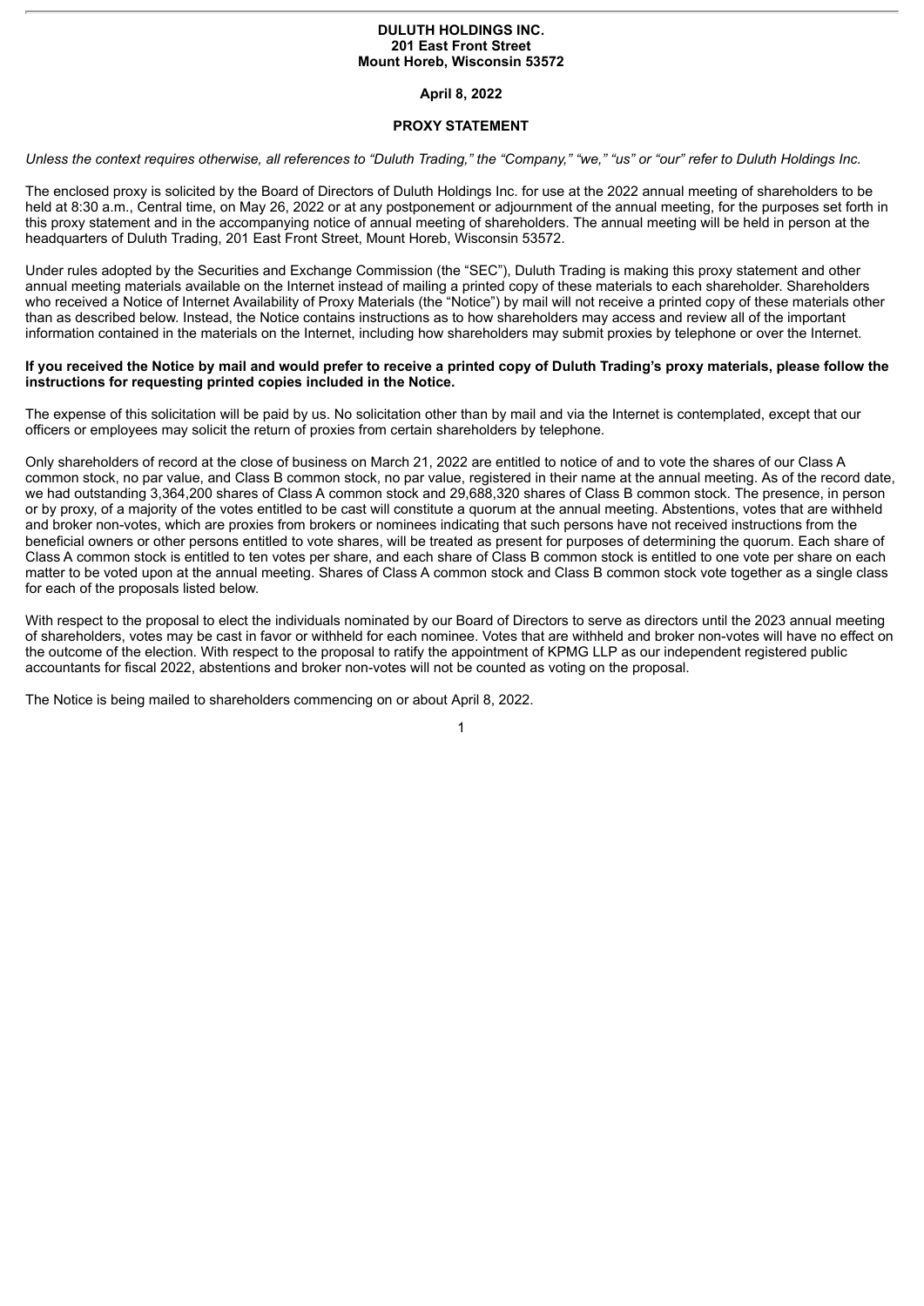**DULUTH HOLDINGS INC.**
**201 East Front Street**
**Mount Horeb, Wisconsin 53572**

**April 8, 2022**

**PROXY STATEMENT**

*Unless the context requires otherwise, all references to "Duluth Trading," the "Company," "we," "us" or "our" refer to Duluth Holdings Inc.*

The enclosed proxy is solicited by the Board of Directors of Duluth Holdings Inc. for use at the 2022 annual meeting of shareholders to be held at 8:30 a.m., Central time, on May 26, 2022 or at any postponement or adjournment of the annual meeting, for the purposes set forth in this proxy statement and in the accompanying notice of annual meeting of shareholders. The annual meeting will be held in person at the headquarters of Duluth Trading, 201 East Front Street, Mount Horeb, Wisconsin 53572.

Under rules adopted by the Securities and Exchange Commission (the "SEC"), Duluth Trading is making this proxy statement and other annual meeting materials available on the Internet instead of mailing a printed copy of these materials to each shareholder. Shareholders who received a Notice of Internet Availability of Proxy Materials (the "Notice") by mail will not receive a printed copy of these materials other than as described below. Instead, the Notice contains instructions as to how shareholders may access and review all of the important information contained in the materials on the Internet, including how shareholders may submit proxies by telephone or over the Internet.

**If you received the Notice by mail and would prefer to receive a printed copy of Duluth Trading's proxy materials, please follow the instructions for requesting printed copies included in the Notice.**

The expense of this solicitation will be paid by us. No solicitation other than by mail and via the Internet is contemplated, except that our officers or employees may solicit the return of proxies from certain shareholders by telephone.

Only shareholders of record at the close of business on March 21, 2022 are entitled to notice of and to vote the shares of our Class A common stock, no par value, and Class B common stock, no par value, registered in their name at the annual meeting. As of the record date, we had outstanding 3,364,200 shares of Class A common stock and 29,688,320 shares of Class B common stock. The presence, in person or by proxy, of a majority of the votes entitled to be cast will constitute a quorum at the annual meeting. Abstentions, votes that are withheld and broker non-votes, which are proxies from brokers or nominees indicating that such persons have not received instructions from the beneficial owners or other persons entitled to vote shares, will be treated as present for purposes of determining the quorum. Each share of Class A common stock is entitled to ten votes per share, and each share of Class B common stock is entitled to one vote per share on each matter to be voted upon at the annual meeting. Shares of Class A common stock and Class B common stock vote together as a single class for each of the proposals listed below.

With respect to the proposal to elect the individuals nominated by our Board of Directors to serve as directors until the 2023 annual meeting of shareholders, votes may be cast in favor or withheld for each nominee. Votes that are withheld and broker non-votes will have no effect on the outcome of the election. With respect to the proposal to ratify the appointment of KPMG LLP as our independent registered public accountants for fiscal 2022, abstentions and broker non-votes will not be counted as voting on the proposal.

The Notice is being mailed to shareholders commencing on or about April 8, 2022.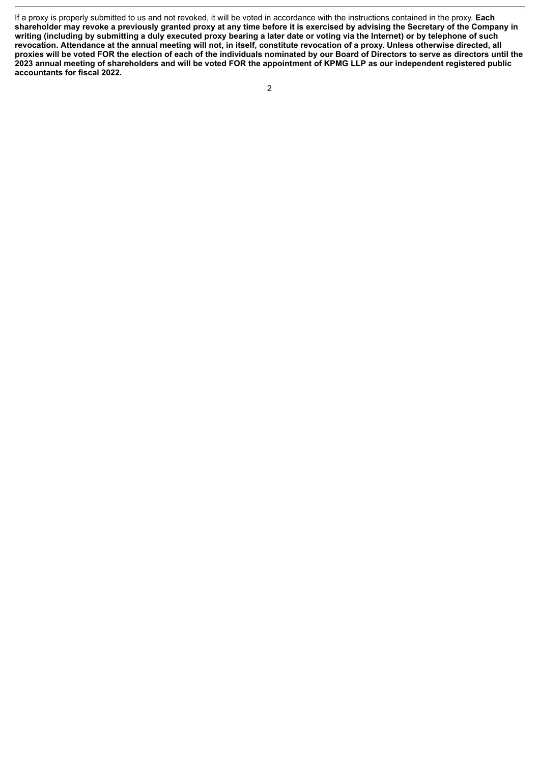If a proxy is properly submitted to us and not revoked, it will be voted in accordance with the instructions contained in the proxy. **Each shareholder may revoke a previously granted proxy at any time before it is exercised by advising the Secretary of the Company in writing (including by submitting a duly executed proxy bearing a later date or voting via the Internet) or by telephone of such revocation. Attendance at the annual meeting will not, in itself, constitute revocation of a proxy. Unless otherwise directed, all proxies will be voted FOR the election of each of the individuals nominated by our Board of Directors to serve as directors until the 2023 annual meeting of shareholders and will be voted FOR the appointment of KPMG LLP as our independent registered public accountants for fiscal 2022.**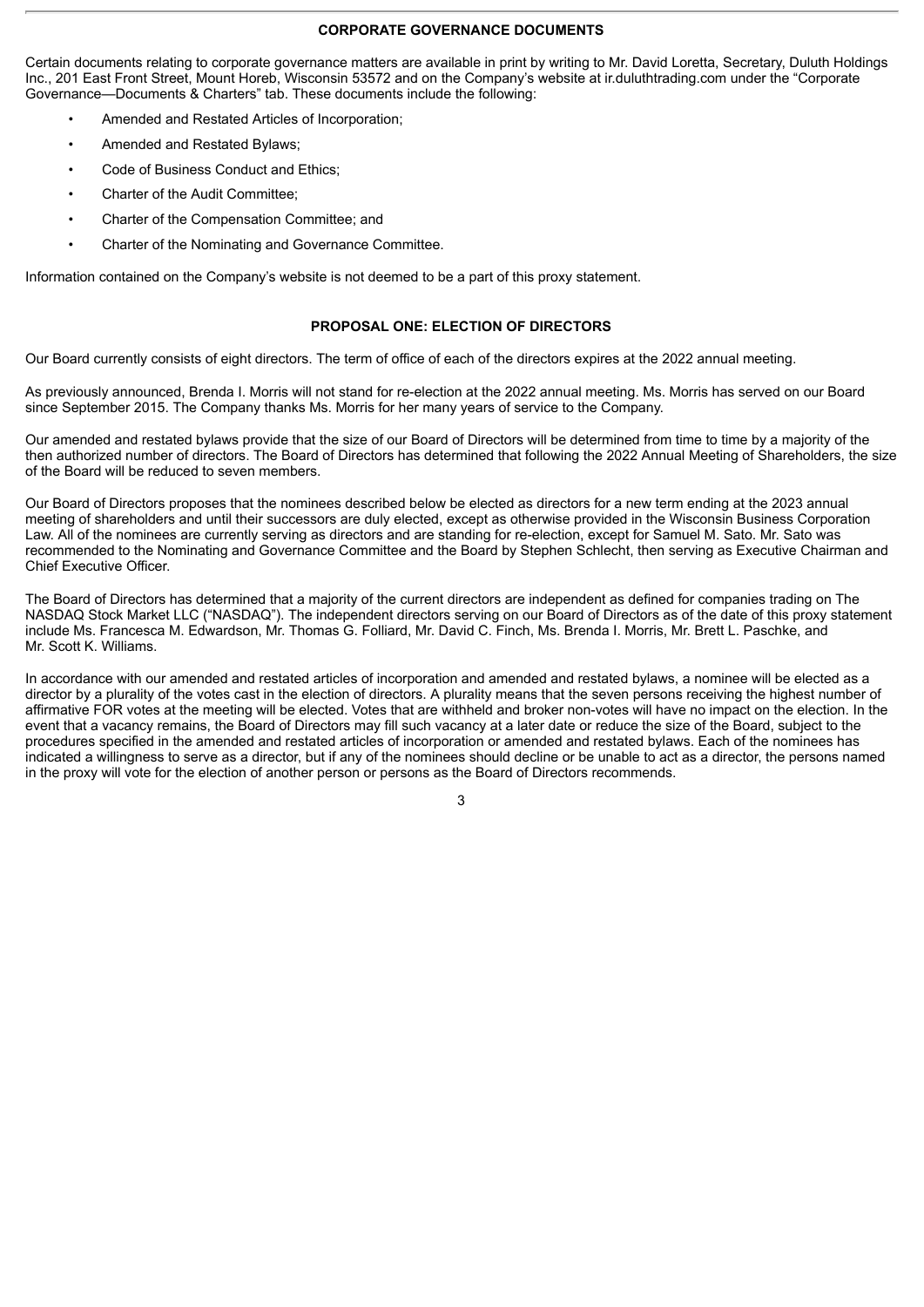## CORPORATE GOVERNANCE DOCUMENTS

Certain documents relating to corporate governance matters are available in print by writing to Mr. David Loretta, Secretary, Duluth Holdings Inc., 201 East Front Street, Mount Horeb, Wisconsin 53572 and on the Company's website at ir.duluthtrading.com under the "Corporate Governance—Documents & Charters" tab. These documents include the following:

- Amended and Restated Articles of Incorporation;
- Amended and Restated Bylaws;
- Code of Business Conduct and Ethics;
- Charter of the Audit Committee;
- Charter of the Compensation Committee; and
- Charter of the Nominating and Governance Committee.

Information contained on the Company's website is not deemed to be a part of this proxy statement.

## PROPOSAL ONE: ELECTION OF DIRECTORS

Our Board currently consists of eight directors. The term of office of each of the directors expires at the 2022 annual meeting.

As previously announced, Brenda I. Morris will not stand for re-election at the 2022 annual meeting. Ms. Morris has served on our Board since September 2015. The Company thanks Ms. Morris for her many years of service to the Company.

Our amended and restated bylaws provide that the size of our Board of Directors will be determined from time to time by a majority of the then authorized number of directors. The Board of Directors has determined that following the 2022 Annual Meeting of Shareholders, the size of the Board will be reduced to seven members.

Our Board of Directors proposes that the nominees described below be elected as directors for a new term ending at the 2023 annual meeting of shareholders and until their successors are duly elected, except as otherwise provided in the Wisconsin Business Corporation Law. All of the nominees are currently serving as directors and are standing for re-election, except for Samuel M. Sato. Mr. Sato was recommended to the Nominating and Governance Committee and the Board by Stephen Schlecht, then serving as Executive Chairman and Chief Executive Officer.

The Board of Directors has determined that a majority of the current directors are independent as defined for companies trading on The NASDAQ Stock Market LLC ("NASDAQ"). The independent directors serving on our Board of Directors as of the date of this proxy statement include Ms. Francesca M. Edwardson, Mr. Thomas G. Folliard, Mr. David C. Finch, Ms. Brenda I. Morris, Mr. Brett L. Paschke, and Mr. Scott K. Williams.

In accordance with our amended and restated articles of incorporation and amended and restated bylaws, a nominee will be elected as a director by a plurality of the votes cast in the election of directors. A plurality means that the seven persons receiving the highest number of affirmative FOR votes at the meeting will be elected. Votes that are withheld and broker non-votes will have no impact on the election. In the event that a vacancy remains, the Board of Directors may fill such vacancy at a later date or reduce the size of the Board, subject to the procedures specified in the amended and restated articles of incorporation or amended and restated bylaws. Each of the nominees has indicated a willingness to serve as a director, but if any of the nominees should decline or be unable to act as a director, the persons named in the proxy will vote for the election of another person or persons as the Board of Directors recommends.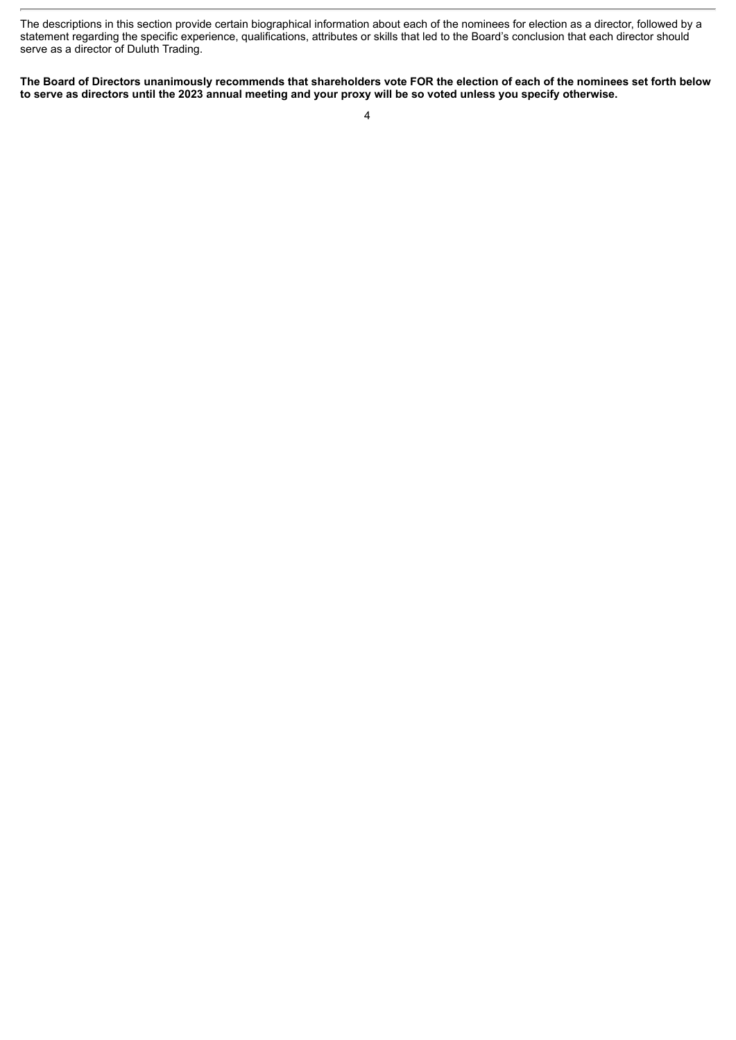The descriptions in this section provide certain biographical information about each of the nominees for election as a director, followed by a statement regarding the specific experience, qualifications, attributes or skills that led to the Board's conclusion that each director should serve as a director of Duluth Trading.

**The Board of Directors unanimously recommends that shareholders vote FOR the election of each of the nominees set forth below to serve as directors until the 2023 annual meeting and your proxy will be so voted unless you specify otherwise.**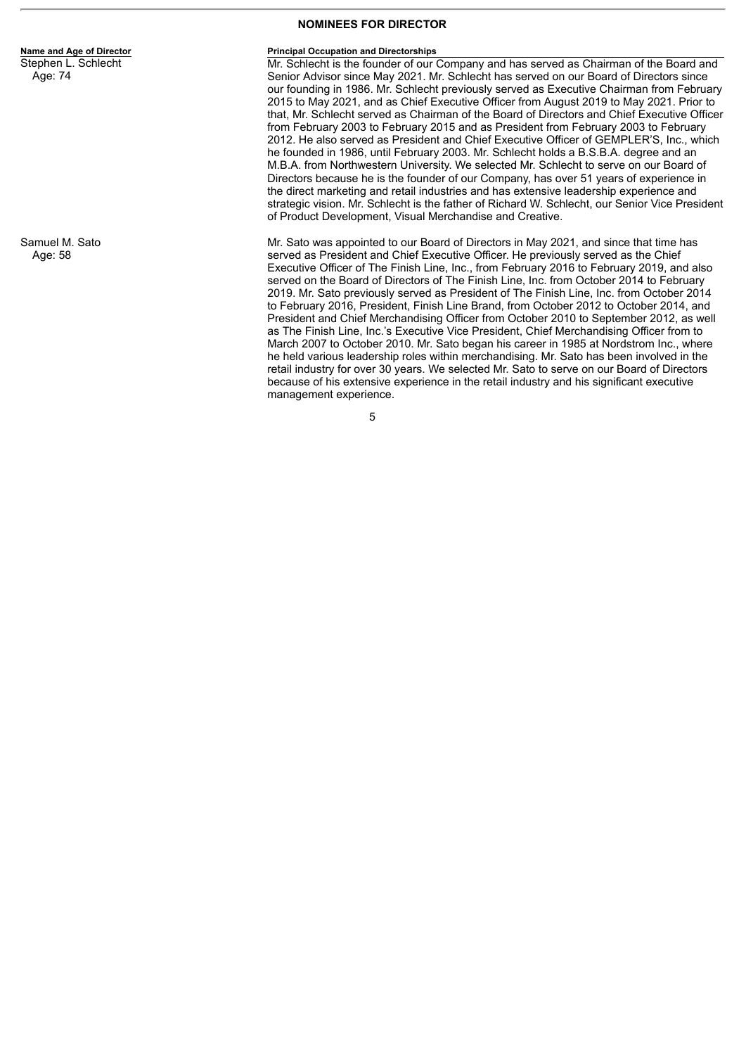## NOMINEES FOR DIRECTOR

| Name and Age of Director | Principal Occupation and Directorships |
|---|---|
| Stephen L. Schlecht<br>Age: 74 | Mr. Schlecht is the founder of our Company and has served as Chairman of the Board and Senior Advisor since May 2021. Mr. Schlecht has served on our Board of Directors since our founding in 1986. Mr. Schlecht previously served as Executive Chairman from February 2015 to May 2021, and as Chief Executive Officer from August 2019 to May 2021. Prior to that, Mr. Schlecht served as Chairman of the Board of Directors and Chief Executive Officer from February 2003 to February 2015 and as President from February 2003 to February 2012. He also served as President and Chief Executive Officer of GEMPLER'S, Inc., which he founded in 1986, until February 2003. Mr. Schlecht holds a B.S.B.A. degree and an M.B.A. from Northwestern University. We selected Mr. Schlecht to serve on our Board of Directors because he is the founder of our Company, has over 51 years of experience in the direct marketing and retail industries and has extensive leadership experience and strategic vision. Mr. Schlecht is the father of Richard W. Schlecht, our Senior Vice President of Product Development, Visual Merchandise and Creative. |
| Samuel M. Sato<br>Age: 58 | Mr. Sato was appointed to our Board of Directors in May 2021, and since that time has served as President and Chief Executive Officer. He previously served as the Chief Executive Officer of The Finish Line, Inc., from February 2016 to February 2019, and also served on the Board of Directors of The Finish Line, Inc. from October 2014 to February 2019. Mr. Sato previously served as President of The Finish Line, Inc. from October 2014 to February 2016, President, Finish Line Brand, from October 2012 to October 2014, and President and Chief Merchandising Officer from October 2010 to September 2012, as well as The Finish Line, Inc.'s Executive Vice President, Chief Merchandising Officer from to March 2007 to October 2010. Mr. Sato began his career in 1985 at Nordstrom Inc., where he held various leadership roles within merchandising. Mr. Sato has been involved in the retail industry for over 30 years. We selected Mr. Sato to serve on our Board of Directors because of his extensive experience in the retail industry and his significant executive management experience. |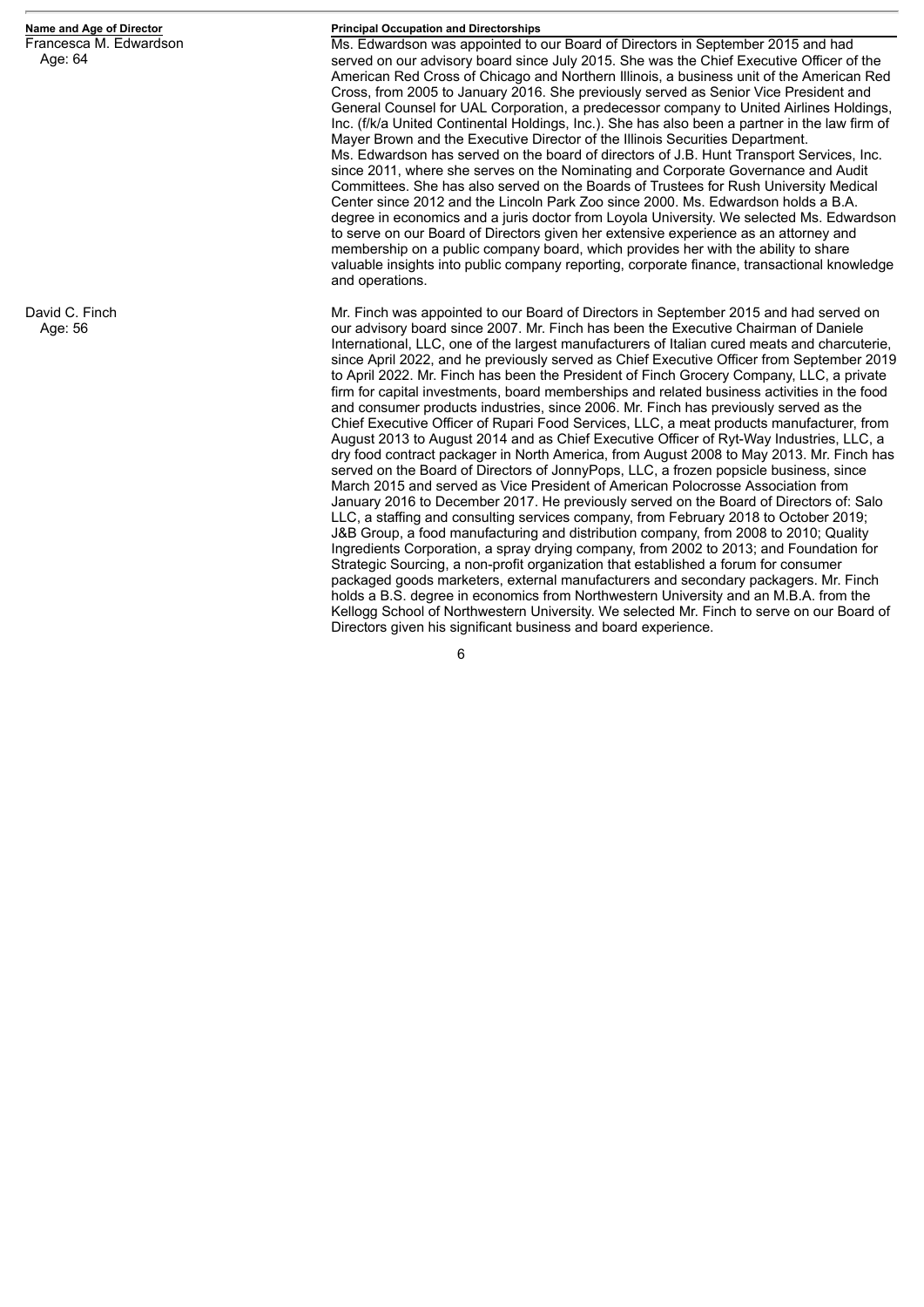| Name and Age of Director | Principal Occupation and Directorships |
| --- | --- |
| Francesca M. Edwardson<br>Age: 64 | Ms. Edwardson was appointed to our Board of Directors in September 2015 and had served on our advisory board since July 2015. She was the Chief Executive Officer of the American Red Cross of Chicago and Northern Illinois, a business unit of the American Red Cross, from 2005 to January 2016. She previously served as Senior Vice President and General Counsel for UAL Corporation, a predecessor company to United Airlines Holdings, Inc. (f/k/a United Continental Holdings, Inc.). She has also been a partner in the law firm of Mayer Brown and the Executive Director of the Illinois Securities Department. Ms. Edwardson has served on the board of directors of J.B. Hunt Transport Services, Inc. since 2011, where she serves on the Nominating and Corporate Governance and Audit Committees. She has also served on the Boards of Trustees for Rush University Medical Center since 2012 and the Lincoln Park Zoo since 2000. Ms. Edwardson holds a B.A. degree in economics and a juris doctor from Loyola University. We selected Ms. Edwardson to serve on our Board of Directors given her extensive experience as an attorney and membership on a public company board, which provides her with the ability to share valuable insights into public company reporting, corporate finance, transactional knowledge and operations. |
| David C. Finch<br>Age: 56 | Mr. Finch was appointed to our Board of Directors in September 2015 and had served on our advisory board since 2007. Mr. Finch has been the Executive Chairman of Daniele International, LLC, one of the largest manufacturers of Italian cured meats and charcuterie, since April 2022, and he previously served as Chief Executive Officer from September 2019 to April 2022. Mr. Finch has been the President of Finch Grocery Company, LLC, a private firm for capital investments, board memberships and related business activities in the food and consumer products industries, since 2006. Mr. Finch has previously served as the Chief Executive Officer of Rupari Food Services, LLC, a meat products manufacturer, from August 2013 to August 2014 and as Chief Executive Officer of Ryt-Way Industries, LLC, a dry food contract packager in North America, from August 2008 to May 2013. Mr. Finch has served on the Board of Directors of JonnyPops, LLC, a frozen popsicle business, since March 2015 and served as Vice President of American Polocrosse Association from January 2016 to December 2017. He previously served on the Board of Directors of: Salo LLC, a staffing and consulting services company, from February 2018 to October 2019; J&B Group, a food manufacturing and distribution company, from 2008 to 2010; Quality Ingredients Corporation, a spray drying company, from 2002 to 2013; and Foundation for Strategic Sourcing, a non-profit organization that established a forum for consumer packaged goods marketers, external manufacturers and secondary packagers. Mr. Finch holds a B.S. degree in economics from Northwestern University and an M.B.A. from the Kellogg School of Northwestern University. We selected Mr. Finch to serve on our Board of Directors given his significant business and board experience. |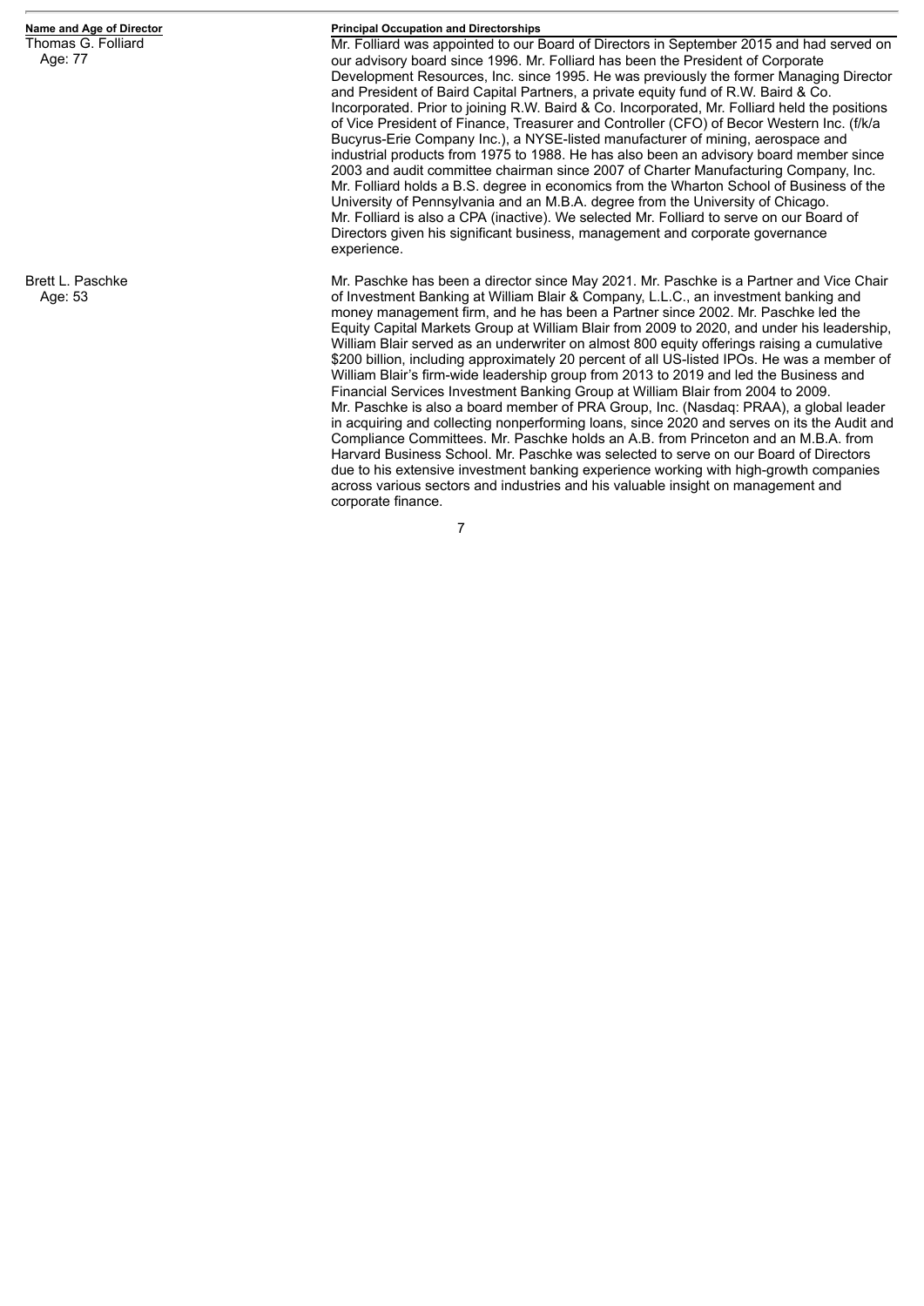| Name and Age of Director | Principal Occupation and Directorships |
| --- | --- |
| Thomas G. Folliard<br>Age: 77 | Mr. Folliard was appointed to our Board of Directors in September 2015 and had served on our advisory board since 1996. Mr. Folliard has been the President of Corporate Development Resources, Inc. since 1995. He was previously the former Managing Director and President of Baird Capital Partners, a private equity fund of R.W. Baird & Co. Incorporated. Prior to joining R.W. Baird & Co. Incorporated, Mr. Folliard held the positions of Vice President of Finance, Treasurer and Controller (CFO) of Becor Western Inc. (f/k/a Bucyrus-Erie Company Inc.), a NYSE-listed manufacturer of mining, aerospace and industrial products from 1975 to 1988. He has also been an advisory board member since 2003 and audit committee chairman since 2007 of Charter Manufacturing Company, Inc. Mr. Folliard holds a B.S. degree in economics from the Wharton School of Business of the University of Pennsylvania and an M.B.A. degree from the University of Chicago. Mr. Folliard is also a CPA (inactive). We selected Mr. Folliard to serve on our Board of Directors given his significant business, management and corporate governance experience. |
| Brett L. Paschke<br>Age: 53 | Mr. Paschke has been a director since May 2021. Mr. Paschke is a Partner and Vice Chair of Investment Banking at William Blair & Company, L.L.C., an investment banking and money management firm, and he has been a Partner since 2002. Mr. Paschke led the Equity Capital Markets Group at William Blair from 2009 to 2020, and under his leadership, William Blair served as an underwriter on almost 800 equity offerings raising a cumulative $200 billion, including approximately 20 percent of all US-listed IPOs. He was a member of William Blair's firm-wide leadership group from 2013 to 2019 and led the Business and Financial Services Investment Banking Group at William Blair from 2004 to 2009. Mr. Paschke is also a board member of PRA Group, Inc. (Nasdaq: PRAA), a global leader in acquiring and collecting nonperforming loans, since 2020 and serves on its the Audit and Compliance Committees. Mr. Paschke holds an A.B. from Princeton and an M.B.A. from Harvard Business School. Mr. Paschke was selected to serve on our Board of Directors due to his extensive investment banking experience working with high-growth companies across various sectors and industries and his valuable insight on management and corporate finance. |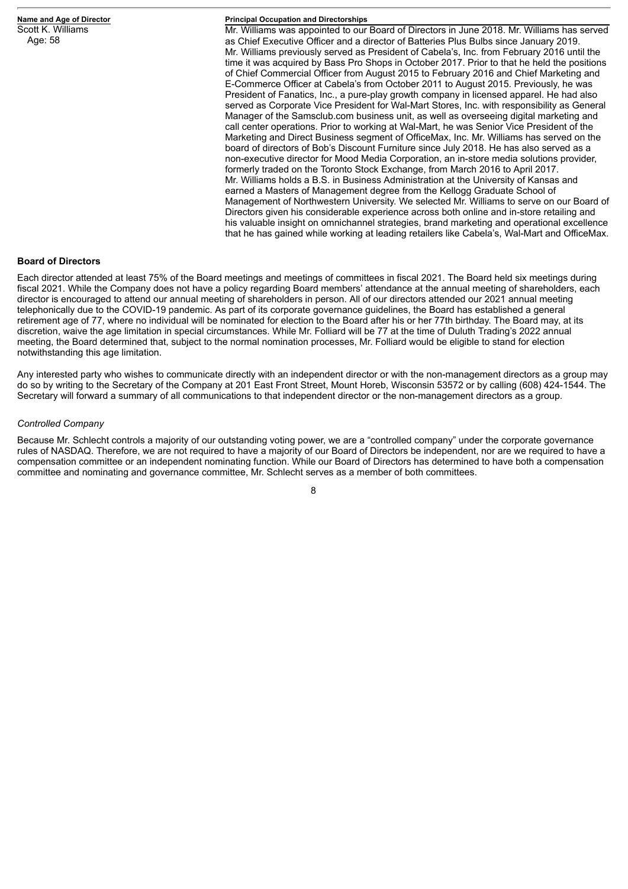| Name and Age of Director | Principal Occupation and Directorships |
|---|---|
| Scott K. Williams<br>Age: 58 | Mr. Williams was appointed to our Board of Directors in June 2018. Mr. Williams has served as Chief Executive Officer and a director of Batteries Plus Bulbs since January 2019. Mr. Williams previously served as President of Cabela's, Inc. from February 2016 until the time it was acquired by Bass Pro Shops in October 2017. Prior to that he held the positions of Chief Commercial Officer from August 2015 to February 2016 and Chief Marketing and E-Commerce Officer at Cabela's from October 2011 to August 2015. Previously, he was President of Fanatics, Inc., a pure-play growth company in licensed apparel. He had also served as Corporate Vice President for Wal-Mart Stores, Inc. with responsibility as General Manager of the Samsclub.com business unit, as well as overseeing digital marketing and call center operations. Prior to working at Wal-Mart, he was Senior Vice President of the Marketing and Direct Business segment of OfficeMax, Inc. Mr. Williams has served on the board of directors of Bob's Discount Furniture since July 2018. He has also served as a non-executive director for Mood Media Corporation, an in-store media solutions provider, formerly traded on the Toronto Stock Exchange, from March 2016 to April 2017. Mr. Williams holds a B.S. in Business Administration at the University of Kansas and earned a Masters of Management degree from the Kellogg Graduate School of Management of Northwestern University. We selected Mr. Williams to serve on our Board of Directors given his considerable experience across both online and in-store retailing and his valuable insight on omnichannel strategies, brand marketing and operational excellence that he has gained while working at leading retailers like Cabela's, Wal-Mart and OfficeMax. |

## Board of Directors

Each director attended at least 75% of the Board meetings and meetings of committees in fiscal 2021. The Board held six meetings during fiscal 2021. While the Company does not have a policy regarding Board members' attendance at the annual meeting of shareholders, each director is encouraged to attend our annual meeting of shareholders in person. All of our directors attended our 2021 annual meeting telephonically due to the COVID-19 pandemic. As part of its corporate governance guidelines, the Board has established a general retirement age of 77, where no individual will be nominated for election to the Board after his or her 77th birthday. The Board may, at its discretion, waive the age limitation in special circumstances. While Mr. Folliard will be 77 at the time of Duluth Trading's 2022 annual meeting, the Board determined that, subject to the normal nomination processes, Mr. Folliard would be eligible to stand for election notwithstanding this age limitation.

Any interested party who wishes to communicate directly with an independent director or with the non-management directors as a group may do so by writing to the Secretary of the Company at 201 East Front Street, Mount Horeb, Wisconsin 53572 or by calling (608) 424-1544. The Secretary will forward a summary of all communications to that independent director or the non-management directors as a group.

*Controlled Company*

Because Mr. Schlecht controls a majority of our outstanding voting power, we are a "controlled company" under the corporate governance rules of NASDAQ. Therefore, we are not required to have a majority of our Board of Directors be independent, nor are we required to have a compensation committee or an independent nominating function. While our Board of Directors has determined to have both a compensation committee and nominating and governance committee, Mr. Schlecht serves as a member of both committees.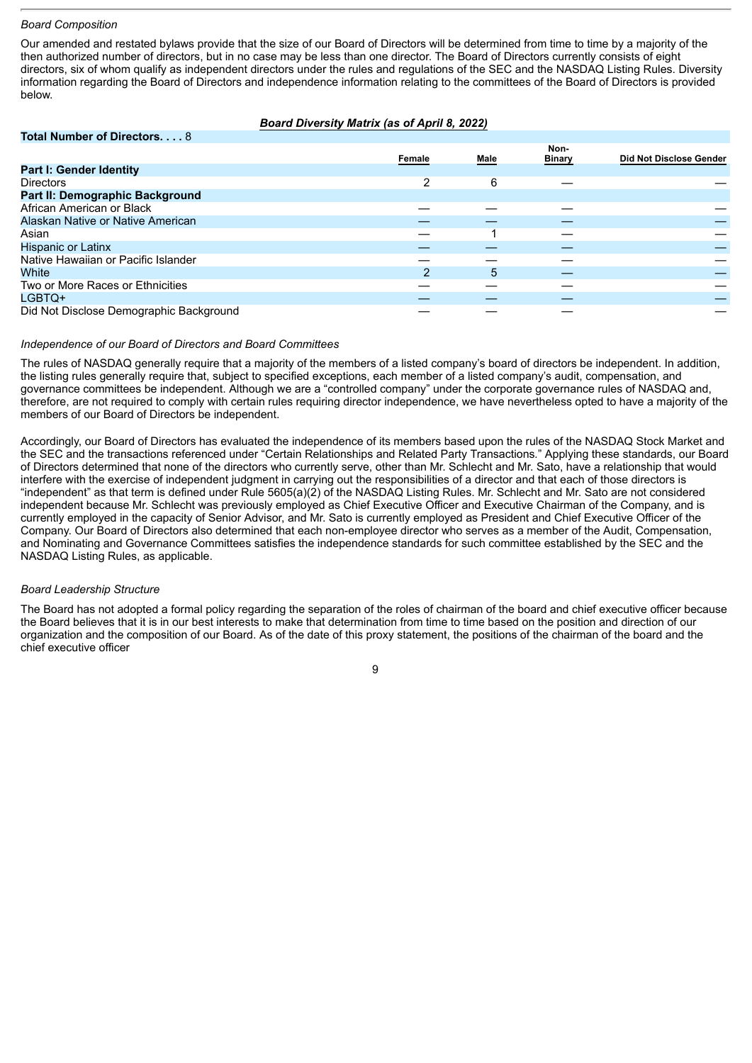*Board Composition*

Our amended and restated bylaws provide that the size of our Board of Directors will be determined from time to time by a majority of the then authorized number of directors, but in no case may be less than one director. The Board of Directors currently consists of eight directors, six of whom qualify as independent directors under the rules and regulations of the SEC and the NASDAQ Listing Rules. Diversity information regarding the Board of Directors and independence information relating to the committees of the Board of Directors is provided below.

***Board Diversity Matrix (as of April 8, 2022)***

| **Total Number of Directors. . . .** 8 | | | | |
|---|---|---|---|---|
| | **Female** | **Male** | **Non-Binary** | **Did Not Disclose Gender** |
| **Part I: Gender Identity** | | | | |
| Directors | 2 | 6 | — | — |
| **Part II: Demographic Background** | | | | |
| African American or Black | — | — | — | — |
| Alaskan Native or Native American | — | — | — | — |
| Asian | — | 1 | — | — |
| Hispanic or Latinx | — | — | — | — |
| Native Hawaiian or Pacific Islander | — | — | — | — |
| White | 2 | 5 | — | — |
| Two or More Races or Ethnicities | — | — | — | — |
| LGBTQ+ | — | — | — | — |
| Did Not Disclose Demographic Background | — | — | — | — |

*Independence of our Board of Directors and Board Committees*

The rules of NASDAQ generally require that a majority of the members of a listed company's board of directors be independent. In addition, the listing rules generally require that, subject to specified exceptions, each member of a listed company's audit, compensation, and governance committees be independent. Although we are a "controlled company" under the corporate governance rules of NASDAQ and, therefore, are not required to comply with certain rules requiring director independence, we have nevertheless opted to have a majority of the members of our Board of Directors be independent.

Accordingly, our Board of Directors has evaluated the independence of its members based upon the rules of the NASDAQ Stock Market and the SEC and the transactions referenced under "Certain Relationships and Related Party Transactions." Applying these standards, our Board of Directors determined that none of the directors who currently serve, other than Mr. Schlecht and Mr. Sato, have a relationship that would interfere with the exercise of independent judgment in carrying out the responsibilities of a director and that each of those directors is "independent" as that term is defined under Rule 5605(a)(2) of the NASDAQ Listing Rules. Mr. Schlecht and Mr. Sato are not considered independent because Mr. Schlecht was previously employed as Chief Executive Officer and Executive Chairman of the Company, and is currently employed in the capacity of Senior Advisor, and Mr. Sato is currently employed as President and Chief Executive Officer of the Company. Our Board of Directors also determined that each non-employee director who serves as a member of the Audit, Compensation, and Nominating and Governance Committees satisfies the independence standards for such committee established by the SEC and the NASDAQ Listing Rules, as applicable.

*Board Leadership Structure*

The Board has not adopted a formal policy regarding the separation of the roles of chairman of the board and chief executive officer because the Board believes that it is in our best interests to make that determination from time to time based on the position and direction of our organization and the composition of our Board. As of the date of this proxy statement, the positions of the chairman of the board and the chief executive officer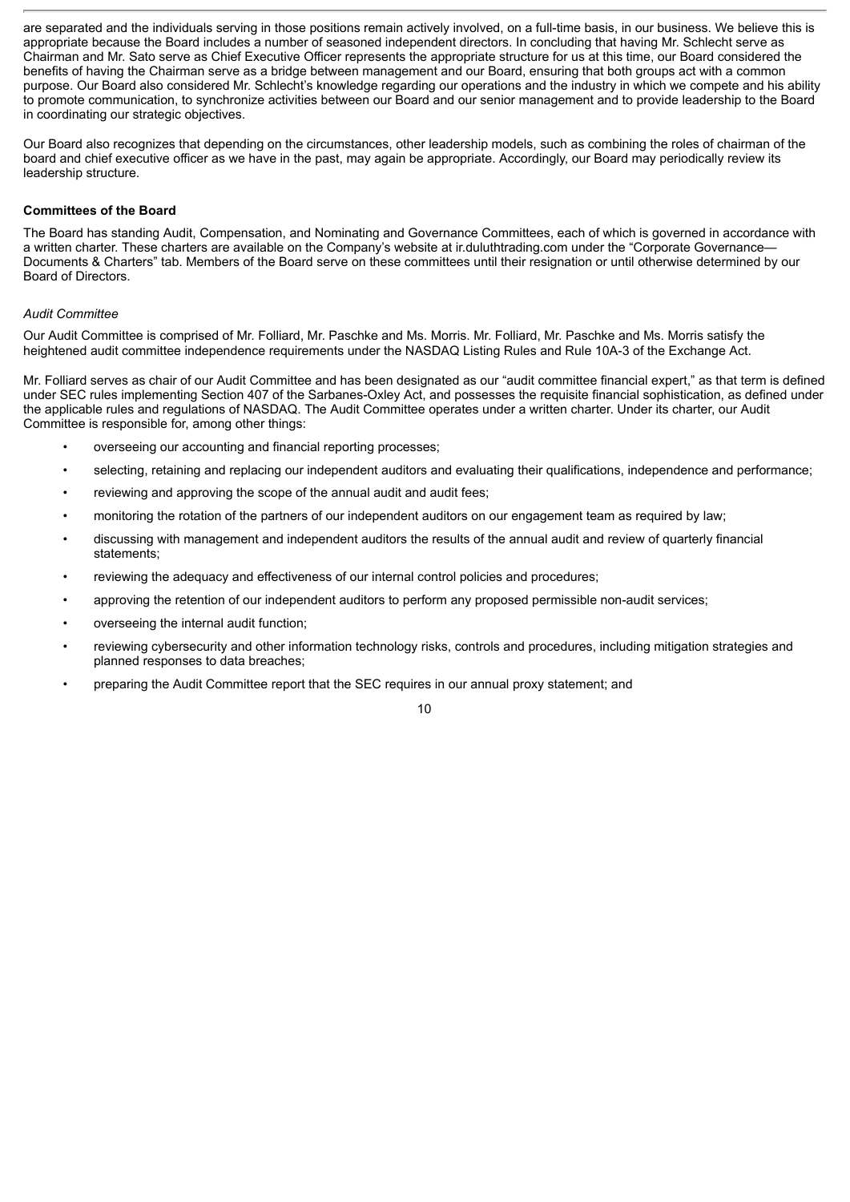are separated and the individuals serving in those positions remain actively involved, on a full-time basis, in our business. We believe this is appropriate because the Board includes a number of seasoned independent directors. In concluding that having Mr. Schlecht serve as Chairman and Mr. Sato serve as Chief Executive Officer represents the appropriate structure for us at this time, our Board considered the benefits of having the Chairman serve as a bridge between management and our Board, ensuring that both groups act with a common purpose. Our Board also considered Mr. Schlecht's knowledge regarding our operations and the industry in which we compete and his ability to promote communication, to synchronize activities between our Board and our senior management and to provide leadership to the Board in coordinating our strategic objectives.

Our Board also recognizes that depending on the circumstances, other leadership models, such as combining the roles of chairman of the board and chief executive officer as we have in the past, may again be appropriate. Accordingly, our Board may periodically review its leadership structure.

**Committees of the Board**

The Board has standing Audit, Compensation, and Nominating and Governance Committees, each of which is governed in accordance with a written charter. These charters are available on the Company's website at ir.duluthtrading.com under the "Corporate Governance—Documents & Charters" tab. Members of the Board serve on these committees until their resignation or until otherwise determined by our Board of Directors.

*Audit Committee*

Our Audit Committee is comprised of Mr. Folliard, Mr. Paschke and Ms. Morris. Mr. Folliard, Mr. Paschke and Ms. Morris satisfy the heightened audit committee independence requirements under the NASDAQ Listing Rules and Rule 10A-3 of the Exchange Act.

Mr. Folliard serves as chair of our Audit Committee and has been designated as our "audit committee financial expert," as that term is defined under SEC rules implementing Section 407 of the Sarbanes-Oxley Act, and possesses the requisite financial sophistication, as defined under the applicable rules and regulations of NASDAQ. The Audit Committee operates under a written charter. Under its charter, our Audit Committee is responsible for, among other things:

- overseeing our accounting and financial reporting processes;
- selecting, retaining and replacing our independent auditors and evaluating their qualifications, independence and performance;
- reviewing and approving the scope of the annual audit and audit fees;
- monitoring the rotation of the partners of our independent auditors on our engagement team as required by law;
- discussing with management and independent auditors the results of the annual audit and review of quarterly financial statements;
- reviewing the adequacy and effectiveness of our internal control policies and procedures;
- approving the retention of our independent auditors to perform any proposed permissible non-audit services;
- overseeing the internal audit function;
- reviewing cybersecurity and other information technology risks, controls and procedures, including mitigation strategies and planned responses to data breaches;
- preparing the Audit Committee report that the SEC requires in our annual proxy statement; and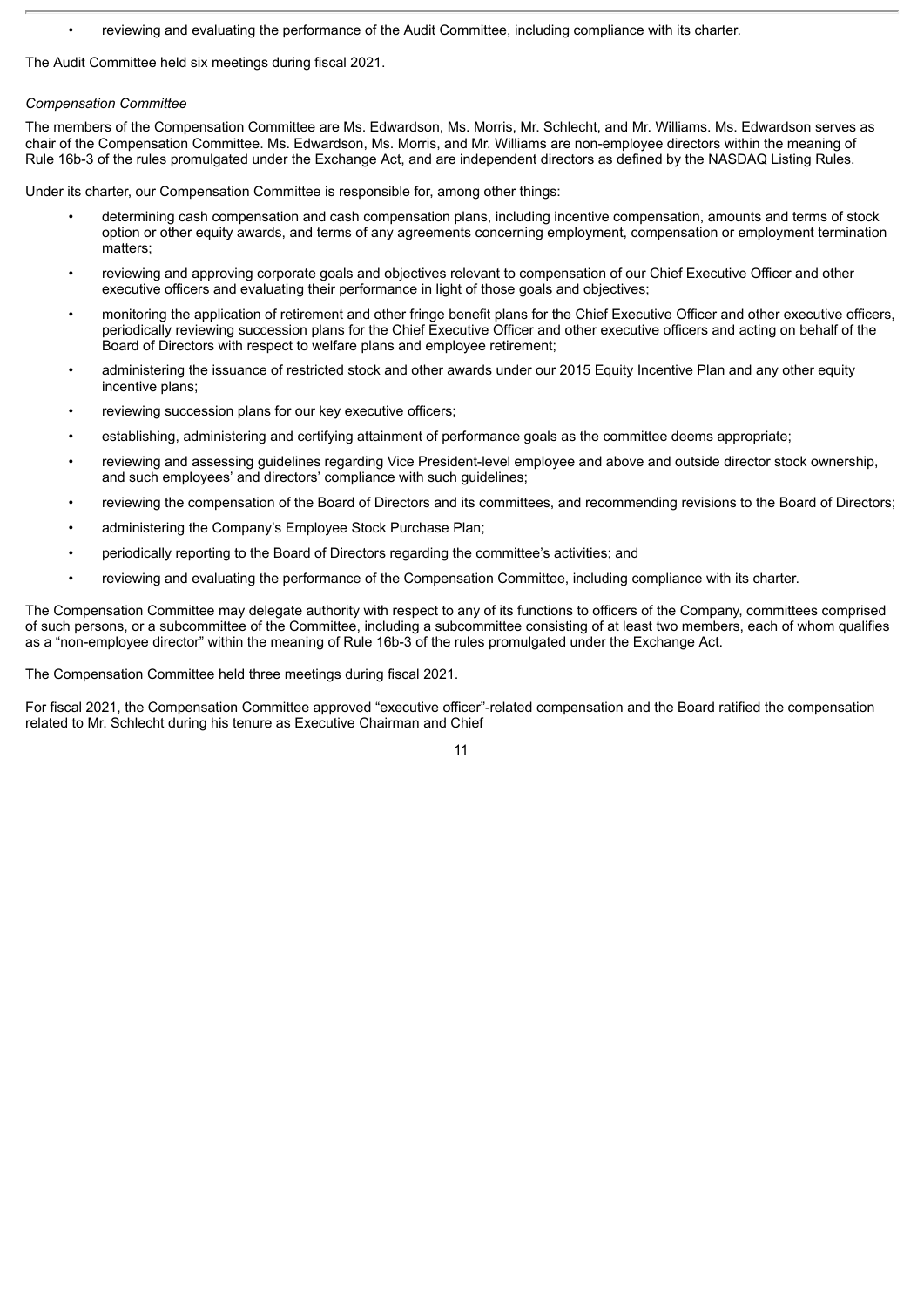- reviewing and evaluating the performance of the Audit Committee, including compliance with its charter.

The Audit Committee held six meetings during fiscal 2021.

*Compensation Committee*

The members of the Compensation Committee are Ms. Edwardson, Ms. Morris, Mr. Schlecht, and Mr. Williams. Ms. Edwardson serves as chair of the Compensation Committee. Ms. Edwardson, Ms. Morris, and Mr. Williams are non-employee directors within the meaning of Rule 16b-3 of the rules promulgated under the Exchange Act, and are independent directors as defined by the NASDAQ Listing Rules.

Under its charter, our Compensation Committee is responsible for, among other things:

- determining cash compensation and cash compensation plans, including incentive compensation, amounts and terms of stock option or other equity awards, and terms of any agreements concerning employment, compensation or employment termination matters;
- reviewing and approving corporate goals and objectives relevant to compensation of our Chief Executive Officer and other executive officers and evaluating their performance in light of those goals and objectives;
- monitoring the application of retirement and other fringe benefit plans for the Chief Executive Officer and other executive officers, periodically reviewing succession plans for the Chief Executive Officer and other executive officers and acting on behalf of the Board of Directors with respect to welfare plans and employee retirement;
- administering the issuance of restricted stock and other awards under our 2015 Equity Incentive Plan and any other equity incentive plans;
- reviewing succession plans for our key executive officers;
- establishing, administering and certifying attainment of performance goals as the committee deems appropriate;
- reviewing and assessing guidelines regarding Vice President-level employee and above and outside director stock ownership, and such employees' and directors' compliance with such guidelines;
- reviewing the compensation of the Board of Directors and its committees, and recommending revisions to the Board of Directors;
- administering the Company's Employee Stock Purchase Plan;
- periodically reporting to the Board of Directors regarding the committee's activities; and
- reviewing and evaluating the performance of the Compensation Committee, including compliance with its charter.

The Compensation Committee may delegate authority with respect to any of its functions to officers of the Company, committees comprised of such persons, or a subcommittee of the Committee, including a subcommittee consisting of at least two members, each of whom qualifies as a "non-employee director" within the meaning of Rule 16b-3 of the rules promulgated under the Exchange Act.

The Compensation Committee held three meetings during fiscal 2021.

For fiscal 2021, the Compensation Committee approved "executive officer"-related compensation and the Board ratified the compensation related to Mr. Schlecht during his tenure as Executive Chairman and Chief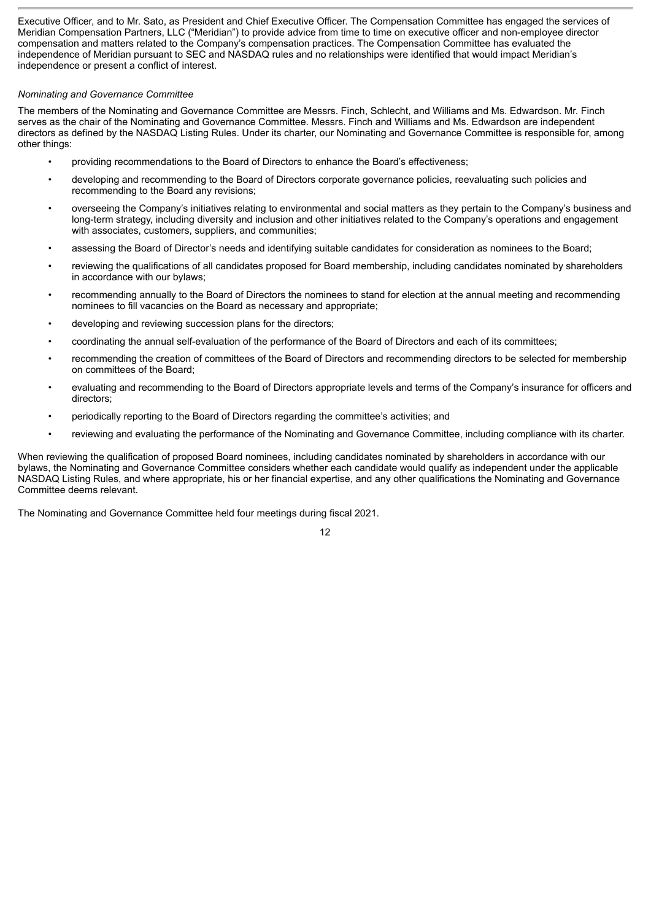Executive Officer, and to Mr. Sato, as President and Chief Executive Officer. The Compensation Committee has engaged the services of Meridian Compensation Partners, LLC ("Meridian") to provide advice from time to time on executive officer and non-employee director compensation and matters related to the Company's compensation practices. The Compensation Committee has evaluated the independence of Meridian pursuant to SEC and NASDAQ rules and no relationships were identified that would impact Meridian's independence or present a conflict of interest.

*Nominating and Governance Committee*

The members of the Nominating and Governance Committee are Messrs. Finch, Schlecht, and Williams and Ms. Edwardson. Mr. Finch serves as the chair of the Nominating and Governance Committee. Messrs. Finch and Williams and Ms. Edwardson are independent directors as defined by the NASDAQ Listing Rules. Under its charter, our Nominating and Governance Committee is responsible for, among other things:

- providing recommendations to the Board of Directors to enhance the Board's effectiveness;
- developing and recommending to the Board of Directors corporate governance policies, reevaluating such policies and recommending to the Board any revisions;
- overseeing the Company's initiatives relating to environmental and social matters as they pertain to the Company's business and long-term strategy, including diversity and inclusion and other initiatives related to the Company's operations and engagement with associates, customers, suppliers, and communities;
- assessing the Board of Director's needs and identifying suitable candidates for consideration as nominees to the Board;
- reviewing the qualifications of all candidates proposed for Board membership, including candidates nominated by shareholders in accordance with our bylaws;
- recommending annually to the Board of Directors the nominees to stand for election at the annual meeting and recommending nominees to fill vacancies on the Board as necessary and appropriate;
- developing and reviewing succession plans for the directors;
- coordinating the annual self-evaluation of the performance of the Board of Directors and each of its committees;
- recommending the creation of committees of the Board of Directors and recommending directors to be selected for membership on committees of the Board;
- evaluating and recommending to the Board of Directors appropriate levels and terms of the Company's insurance for officers and directors;
- periodically reporting to the Board of Directors regarding the committee's activities; and
- reviewing and evaluating the performance of the Nominating and Governance Committee, including compliance with its charter.

When reviewing the qualification of proposed Board nominees, including candidates nominated by shareholders in accordance with our bylaws, the Nominating and Governance Committee considers whether each candidate would qualify as independent under the applicable NASDAQ Listing Rules, and where appropriate, his or her financial expertise, and any other qualifications the Nominating and Governance Committee deems relevant.

The Nominating and Governance Committee held four meetings during fiscal 2021.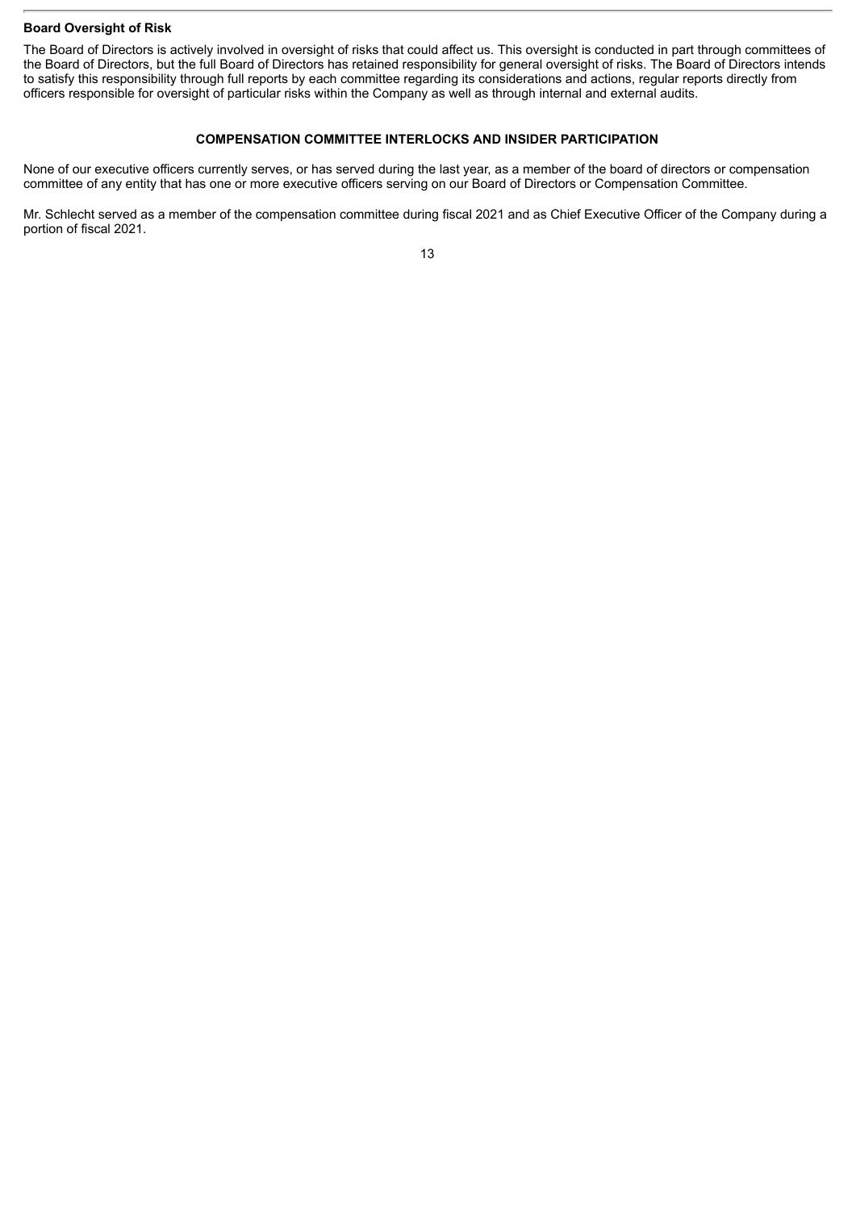### Board Oversight of Risk

The Board of Directors is actively involved in oversight of risks that could affect us. This oversight is conducted in part through committees of the Board of Directors, but the full Board of Directors has retained responsibility for general oversight of risks. The Board of Directors intends to satisfy this responsibility through full reports by each committee regarding its considerations and actions, regular reports directly from officers responsible for oversight of particular risks within the Company as well as through internal and external audits.

## COMPENSATION COMMITTEE INTERLOCKS AND INSIDER PARTICIPATION

None of our executive officers currently serves, or has served during the last year, as a member of the board of directors or compensation committee of any entity that has one or more executive officers serving on our Board of Directors or Compensation Committee.

Mr. Schlecht served as a member of the compensation committee during fiscal 2021 and as Chief Executive Officer of the Company during a portion of fiscal 2021.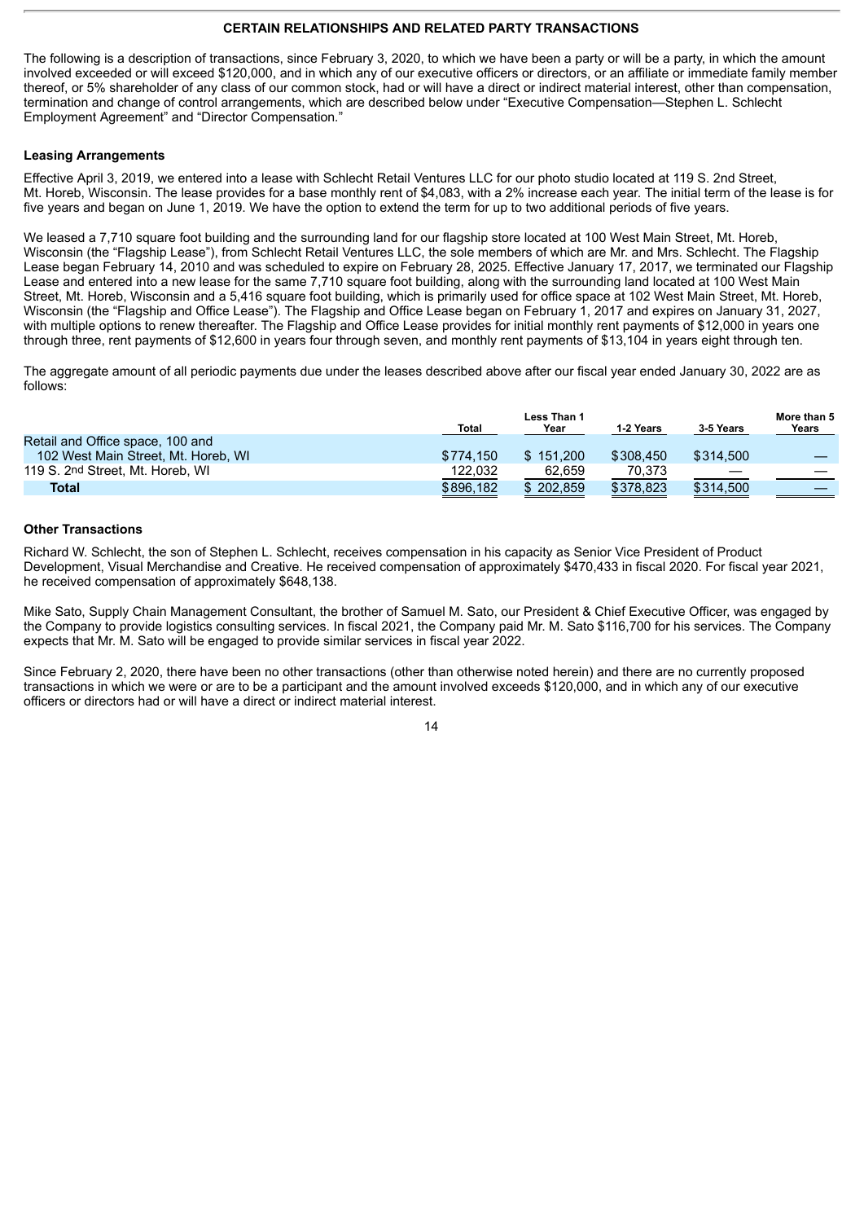## CERTAIN RELATIONSHIPS AND RELATED PARTY TRANSACTIONS

The following is a description of transactions, since February 3, 2020, to which we have been a party or will be a party, in which the amount involved exceeded or will exceed $120,000, and in which any of our executive officers or directors, or an affiliate or immediate family member thereof, or 5% shareholder of any class of our common stock, had or will have a direct or indirect material interest, other than compensation, termination and change of control arrangements, which are described below under "Executive Compensation—Stephen L. Schlecht Employment Agreement" and "Director Compensation."

### Leasing Arrangements

Effective April 3, 2019, we entered into a lease with Schlecht Retail Ventures LLC for our photo studio located at 119 S. 2nd Street, Mt. Horeb, Wisconsin. The lease provides for a base monthly rent of $4,083, with a 2% increase each year. The initial term of the lease is for five years and began on June 1, 2019. We have the option to extend the term for up to two additional periods of five years.

We leased a 7,710 square foot building and the surrounding land for our flagship store located at 100 West Main Street, Mt. Horeb, Wisconsin (the "Flagship Lease"), from Schlecht Retail Ventures LLC, the sole members of which are Mr. and Mrs. Schlecht. The Flagship Lease began February 14, 2010 and was scheduled to expire on February 28, 2025. Effective January 17, 2017, we terminated our Flagship Lease and entered into a new lease for the same 7,710 square foot building, along with the surrounding land located at 100 West Main Street, Mt. Horeb, Wisconsin and a 5,416 square foot building, which is primarily used for office space at 102 West Main Street, Mt. Horeb, Wisconsin (the "Flagship and Office Lease"). The Flagship and Office Lease began on February 1, 2017 and expires on January 31, 2027, with multiple options to renew thereafter. The Flagship and Office Lease provides for initial monthly rent payments of $12,000 in years one through three, rent payments of $12,600 in years four through seven, and monthly rent payments of $13,104 in years eight through ten.

The aggregate amount of all periodic payments due under the leases described above after our fiscal year ended January 30, 2022 are as follows:

| | Total | Less Than 1 Year | 1-2 Years | 3-5 Years | More than 5 Years |
|---|---|---|---|---|---|
| Retail and Office space, 100 and 102 West Main Street, Mt. Horeb, WI | $774,150 | $ 151,200 | $308,450 | $314,500 | — |
| 119 S. 2nd Street, Mt. Horeb, WI | 122,032 | 62,659 | 70,373 | — | — |
| **Total** | $896,182 | $ 202,859 | $378,823 | $314,500 | — |

### Other Transactions

Richard W. Schlecht, the son of Stephen L. Schlecht, receives compensation in his capacity as Senior Vice President of Product Development, Visual Merchandise and Creative. He received compensation of approximately $470,433 in fiscal 2020. For fiscal year 2021, he received compensation of approximately $648,138.

Mike Sato, Supply Chain Management Consultant, the brother of Samuel M. Sato, our President & Chief Executive Officer, was engaged by the Company to provide logistics consulting services. In fiscal 2021, the Company paid Mr. M. Sato $116,700 for his services. The Company expects that Mr. M. Sato will be engaged to provide similar services in fiscal year 2022.

Since February 2, 2020, there have been no other transactions (other than otherwise noted herein) and there are no currently proposed transactions in which we were or are to be a participant and the amount involved exceeds $120,000, and in which any of our executive officers or directors had or will have a direct or indirect material interest.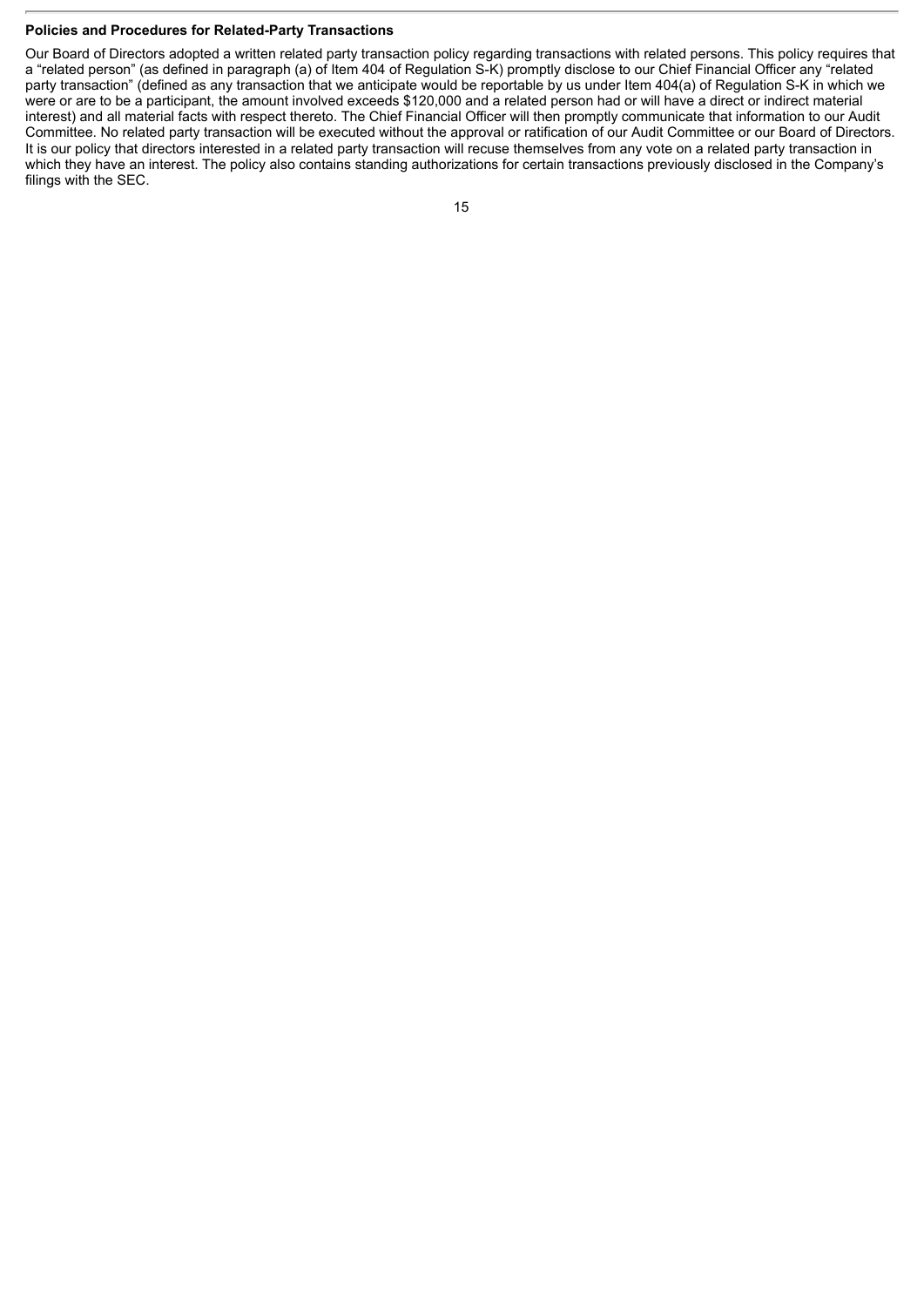### Policies and Procedures for Related-Party Transactions

Our Board of Directors adopted a written related party transaction policy regarding transactions with related persons. This policy requires that a "related person" (as defined in paragraph (a) of Item 404 of Regulation S-K) promptly disclose to our Chief Financial Officer any "related party transaction" (defined as any transaction that we anticipate would be reportable by us under Item 404(a) of Regulation S-K in which we were or are to be a participant, the amount involved exceeds $120,000 and a related person had or will have a direct or indirect material interest) and all material facts with respect thereto. The Chief Financial Officer will then promptly communicate that information to our Audit Committee. No related party transaction will be executed without the approval or ratification of our Audit Committee or our Board of Directors. It is our policy that directors interested in a related party transaction will recuse themselves from any vote on a related party transaction in which they have an interest. The policy also contains standing authorizations for certain transactions previously disclosed in the Company's filings with the SEC.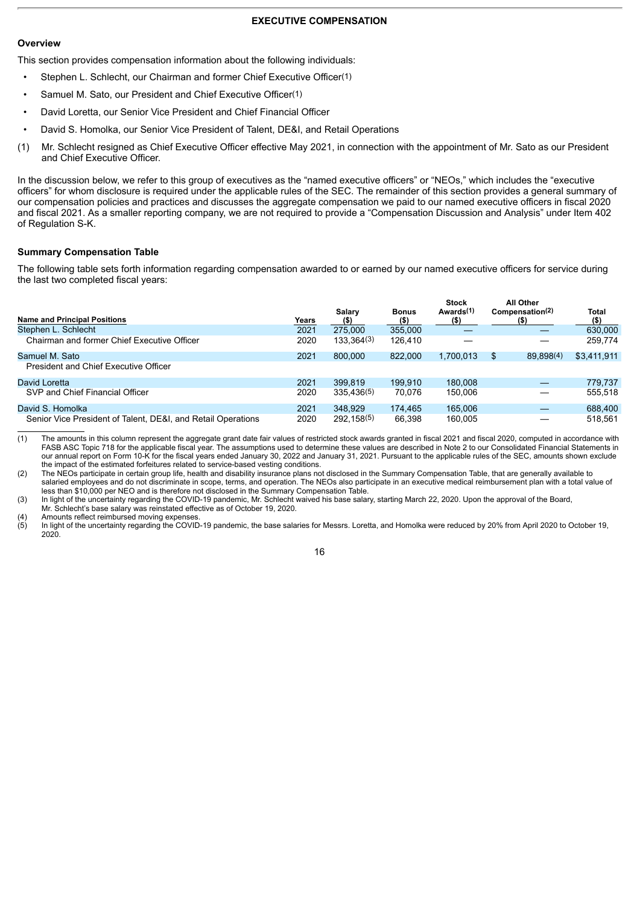## EXECUTIVE COMPENSATION

### Overview

This section provides compensation information about the following individuals:

- Stephen L. Schlecht, our Chairman and former Chief Executive Officer(1)
- Samuel M. Sato, our President and Chief Executive Officer(1)
- David Loretta, our Senior Vice President and Chief Financial Officer
- David S. Homolka, our Senior Vice President of Talent, DE&I, and Retail Operations

(1) Mr. Schlecht resigned as Chief Executive Officer effective May 2021, in connection with the appointment of Mr. Sato as our President and Chief Executive Officer.

In the discussion below, we refer to this group of executives as the "named executive officers" or "NEOs," which includes the "executive officers" for whom disclosure is required under the applicable rules of the SEC. The remainder of this section provides a general summary of our compensation policies and practices and discusses the aggregate compensation we paid to our named executive officers in fiscal 2020 and fiscal 2021. As a smaller reporting company, we are not required to provide a "Compensation Discussion and Analysis" under Item 402 of Regulation S-K.

### Summary Compensation Table

The following table sets forth information regarding compensation awarded to or earned by our named executive officers for service during the last two completed fiscal years:

| Name and Principal Positions | Years | Salary ($) | Bonus ($) | Stock Awards(1) ($) | All Other Compensation(2) ($) | Total ($) |
|---|---|---|---|---|---|---|
| Stephen L. Schlecht | 2021 | 275,000 | 355,000 | — | — | 630,000 |
| Chairman and former Chief Executive Officer | 2020 | 133,364(3) | 126,410 | — | — | 259,774 |
| Samuel M. Sato | 2021 | 800,000 | 822,000 | 1,700,013 | $ 89,898(4) | $3,411,911 |
| President and Chief Executive Officer | | | | | | |
| David Loretta | 2021 | 399,819 | 199,910 | 180,008 | — | 779,737 |
| SVP and Chief Financial Officer | 2020 | 335,436(5) | 70,076 | 150,006 | — | 555,518 |
| David S. Homolka | 2021 | 348,929 | 174,465 | 165,006 | — | 688,400 |
| Senior Vice President of Talent, DE&I, and Retail Operations | 2020 | 292,158(5) | 66,398 | 160,005 | — | 518,561 |

(1) The amounts in this column represent the aggregate grant date fair values of restricted stock awards granted in fiscal 2021 and fiscal 2020, computed in accordance with FASB ASC Topic 718 for the applicable fiscal year. The assumptions used to determine these values are described in Note 2 to our Consolidated Financial Statements in our annual report on Form 10-K for the fiscal years ended January 30, 2022 and January 31, 2021. Pursuant to the applicable rules of the SEC, amounts shown exclude the impact of the estimated forfeitures related to service-based vesting conditions.

(2) The NEOs participate in certain group life, health and disability insurance plans not disclosed in the Summary Compensation Table, that are generally available to salaried employees and do not discriminate in scope, terms, and operation. The NEOs also participate in an executive medical reimbursement plan with a total value of less than $10,000 per NEO and is therefore not disclosed in the Summary Compensation Table.

(3) In light of the uncertainty regarding the COVID-19 pandemic, Mr. Schlecht waived his base salary, starting March 22, 2020. Upon the approval of the Board, Mr. Schlecht's base salary was reinstated effective as of October 19, 2020.

(4) Amounts reflect reimbursed moving expenses.

(5) In light of the uncertainty regarding the COVID-19 pandemic, the base salaries for Messrs. Loretta, and Homolka were reduced by 20% from April 2020 to October 19, 2020.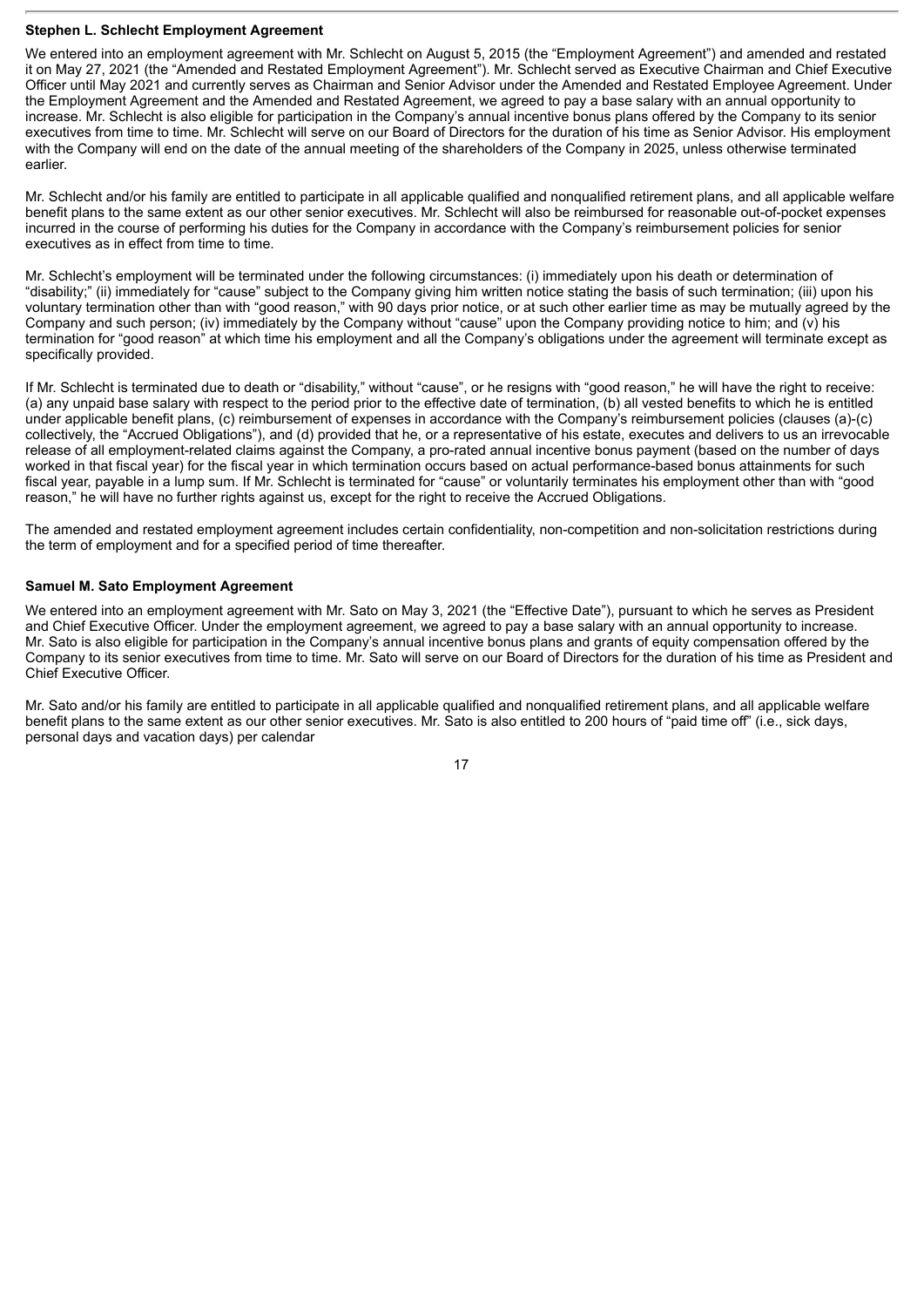**Stephen L. Schlecht Employment Agreement**

We entered into an employment agreement with Mr. Schlecht on August 5, 2015 (the "Employment Agreement") and amended and restated it on May 27, 2021 (the "Amended and Restated Employment Agreement"). Mr. Schlecht served as Executive Chairman and Chief Executive Officer until May 2021 and currently serves as Chairman and Senior Advisor under the Amended and Restated Employee Agreement. Under the Employment Agreement and the Amended and Restated Agreement, we agreed to pay a base salary with an annual opportunity to increase. Mr. Schlecht is also eligible for participation in the Company's annual incentive bonus plans offered by the Company to its senior executives from time to time. Mr. Schlecht will serve on our Board of Directors for the duration of his time as Senior Advisor. His employment with the Company will end on the date of the annual meeting of the shareholders of the Company in 2025, unless otherwise terminated earlier.

Mr. Schlecht and/or his family are entitled to participate in all applicable qualified and nonqualified retirement plans, and all applicable welfare benefit plans to the same extent as our other senior executives. Mr. Schlecht will also be reimbursed for reasonable out-of-pocket expenses incurred in the course of performing his duties for the Company in accordance with the Company's reimbursement policies for senior executives as in effect from time to time.

Mr. Schlecht's employment will be terminated under the following circumstances: (i) immediately upon his death or determination of "disability;" (ii) immediately for "cause" subject to the Company giving him written notice stating the basis of such termination; (iii) upon his voluntary termination other than with "good reason," with 90 days prior notice, or at such other earlier time as may be mutually agreed by the Company and such person; (iv) immediately by the Company without "cause" upon the Company providing notice to him; and (v) his termination for "good reason" at which time his employment and all the Company's obligations under the agreement will terminate except as specifically provided.

If Mr. Schlecht is terminated due to death or "disability," without "cause", or he resigns with "good reason," he will have the right to receive: (a) any unpaid base salary with respect to the period prior to the effective date of termination, (b) all vested benefits to which he is entitled under applicable benefit plans, (c) reimbursement of expenses in accordance with the Company's reimbursement policies (clauses (a)-(c) collectively, the "Accrued Obligations"), and (d) provided that he, or a representative of his estate, executes and delivers to us an irrevocable release of all employment-related claims against the Company, a pro-rated annual incentive bonus payment (based on the number of days worked in that fiscal year) for the fiscal year in which termination occurs based on actual performance-based bonus attainments for such fiscal year, payable in a lump sum. If Mr. Schlecht is terminated for "cause" or voluntarily terminates his employment other than with "good reason," he will have no further rights against us, except for the right to receive the Accrued Obligations.

The amended and restated employment agreement includes certain confidentiality, non-competition and non-solicitation restrictions during the term of employment and for a specified period of time thereafter.

**Samuel M. Sato Employment Agreement**

We entered into an employment agreement with Mr. Sato on May 3, 2021 (the "Effective Date"), pursuant to which he serves as President and Chief Executive Officer. Under the employment agreement, we agreed to pay a base salary with an annual opportunity to increase. Mr. Sato is also eligible for participation in the Company's annual incentive bonus plans and grants of equity compensation offered by the Company to its senior executives from time to time. Mr. Sato will serve on our Board of Directors for the duration of his time as President and Chief Executive Officer.

Mr. Sato and/or his family are entitled to participate in all applicable qualified and nonqualified retirement plans, and all applicable welfare benefit plans to the same extent as our other senior executives. Mr. Sato is also entitled to 200 hours of "paid time off" (i.e., sick days, personal days and vacation days) per calendar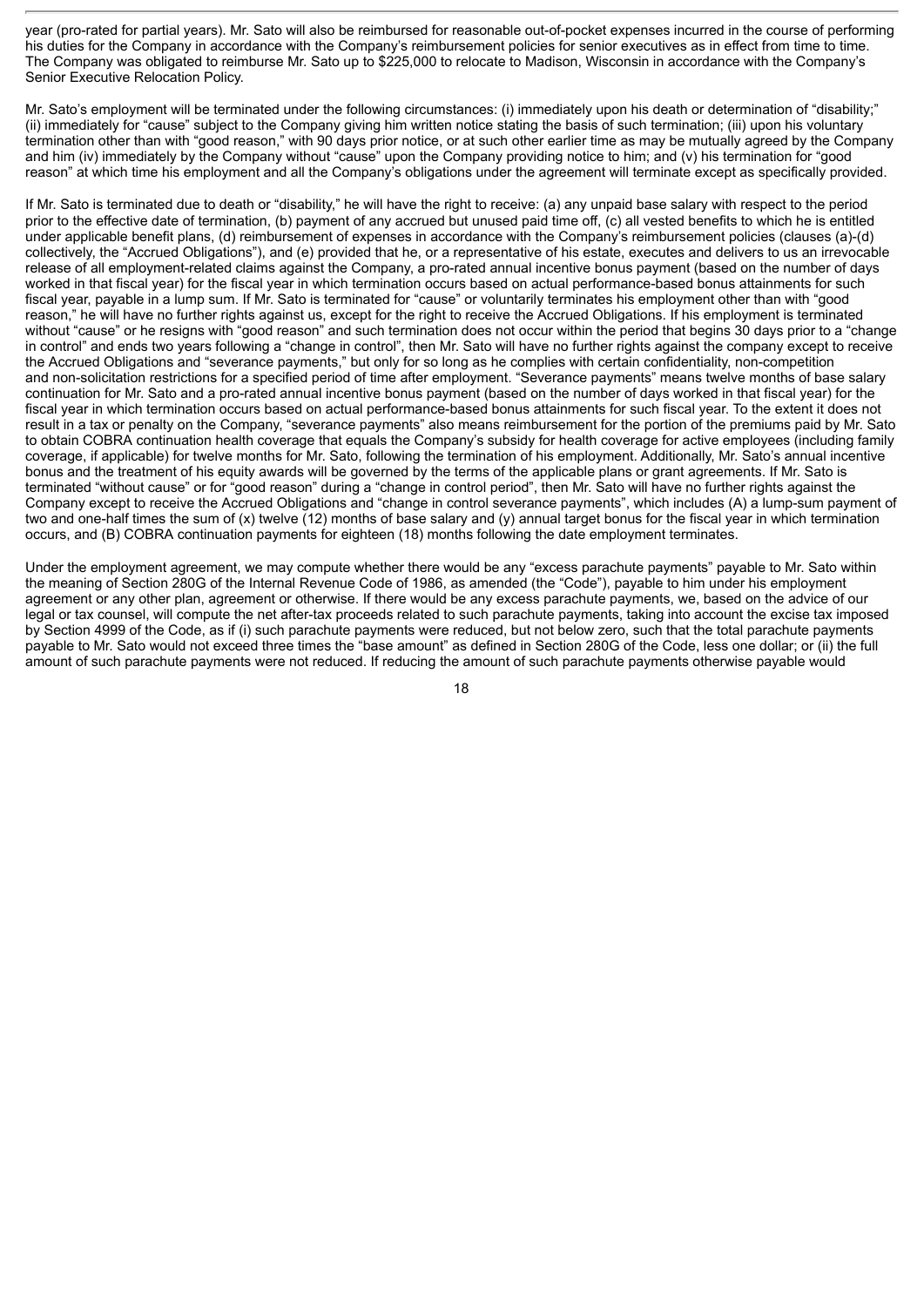year (pro-rated for partial years). Mr. Sato will also be reimbursed for reasonable out-of-pocket expenses incurred in the course of performing his duties for the Company in accordance with the Company's reimbursement policies for senior executives as in effect from time to time. The Company was obligated to reimburse Mr. Sato up to $225,000 to relocate to Madison, Wisconsin in accordance with the Company's Senior Executive Relocation Policy.

Mr. Sato's employment will be terminated under the following circumstances: (i) immediately upon his death or determination of "disability;" (ii) immediately for "cause" subject to the Company giving him written notice stating the basis of such termination; (iii) upon his voluntary termination other than with "good reason," with 90 days prior notice, or at such other earlier time as may be mutually agreed by the Company and him (iv) immediately by the Company without "cause" upon the Company providing notice to him; and (v) his termination for "good reason" at which time his employment and all the Company's obligations under the agreement will terminate except as specifically provided.

If Mr. Sato is terminated due to death or "disability," he will have the right to receive: (a) any unpaid base salary with respect to the period prior to the effective date of termination, (b) payment of any accrued but unused paid time off, (c) all vested benefits to which he is entitled under applicable benefit plans, (d) reimbursement of expenses in accordance with the Company's reimbursement policies (clauses (a)-(d) collectively, the "Accrued Obligations"), and (e) provided that he, or a representative of his estate, executes and delivers to us an irrevocable release of all employment-related claims against the Company, a pro-rated annual incentive bonus payment (based on the number of days worked in that fiscal year) for the fiscal year in which termination occurs based on actual performance-based bonus attainments for such fiscal year, payable in a lump sum. If Mr. Sato is terminated for "cause" or voluntarily terminates his employment other than with "good reason," he will have no further rights against us, except for the right to receive the Accrued Obligations. If his employment is terminated without "cause" or he resigns with "good reason" and such termination does not occur within the period that begins 30 days prior to a "change in control" and ends two years following a "change in control", then Mr. Sato will have no further rights against the company except to receive the Accrued Obligations and "severance payments," but only for so long as he complies with certain confidentiality, non-competition and non-solicitation restrictions for a specified period of time after employment. "Severance payments" means twelve months of base salary continuation for Mr. Sato and a pro-rated annual incentive bonus payment (based on the number of days worked in that fiscal year) for the fiscal year in which termination occurs based on actual performance-based bonus attainments for such fiscal year. To the extent it does not result in a tax or penalty on the Company, "severance payments" also means reimbursement for the portion of the premiums paid by Mr. Sato to obtain COBRA continuation health coverage that equals the Company's subsidy for health coverage for active employees (including family coverage, if applicable) for twelve months for Mr. Sato, following the termination of his employment. Additionally, Mr. Sato's annual incentive bonus and the treatment of his equity awards will be governed by the terms of the applicable plans or grant agreements. If Mr. Sato is terminated "without cause" or for "good reason" during a "change in control period", then Mr. Sato will have no further rights against the Company except to receive the Accrued Obligations and "change in control severance payments", which includes (A) a lump-sum payment of two and one-half times the sum of (x) twelve (12) months of base salary and (y) annual target bonus for the fiscal year in which termination occurs, and (B) COBRA continuation payments for eighteen (18) months following the date employment terminates.

Under the employment agreement, we may compute whether there would be any "excess parachute payments" payable to Mr. Sato within the meaning of Section 280G of the Internal Revenue Code of 1986, as amended (the "Code"), payable to him under his employment agreement or any other plan, agreement or otherwise. If there would be any excess parachute payments, we, based on the advice of our legal or tax counsel, will compute the net after-tax proceeds related to such parachute payments, taking into account the excise tax imposed by Section 4999 of the Code, as if (i) such parachute payments were reduced, but not below zero, such that the total parachute payments payable to Mr. Sato would not exceed three times the "base amount" as defined in Section 280G of the Code, less one dollar; or (ii) the full amount of such parachute payments were not reduced. If reducing the amount of such parachute payments otherwise payable would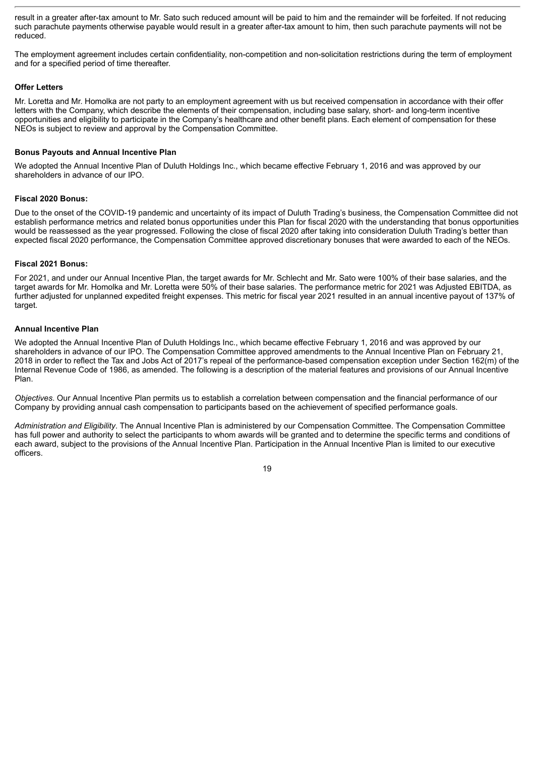result in a greater after-tax amount to Mr. Sato such reduced amount will be paid to him and the remainder will be forfeited. If not reducing such parachute payments otherwise payable would result in a greater after-tax amount to him, then such parachute payments will not be reduced.

The employment agreement includes certain confidentiality, non-competition and non-solicitation restrictions during the term of employment and for a specified period of time thereafter.

**Offer Letters**

Mr. Loretta and Mr. Homolka are not party to an employment agreement with us but received compensation in accordance with their offer letters with the Company, which describe the elements of their compensation, including base salary, short- and long-term incentive opportunities and eligibility to participate in the Company's healthcare and other benefit plans. Each element of compensation for these NEOs is subject to review and approval by the Compensation Committee.

**Bonus Payouts and Annual Incentive Plan**

We adopted the Annual Incentive Plan of Duluth Holdings Inc., which became effective February 1, 2016 and was approved by our shareholders in advance of our IPO.

**Fiscal 2020 Bonus:**

Due to the onset of the COVID-19 pandemic and uncertainty of its impact of Duluth Trading's business, the Compensation Committee did not establish performance metrics and related bonus opportunities under this Plan for fiscal 2020 with the understanding that bonus opportunities would be reassessed as the year progressed. Following the close of fiscal 2020 after taking into consideration Duluth Trading's better than expected fiscal 2020 performance, the Compensation Committee approved discretionary bonuses that were awarded to each of the NEOs.

**Fiscal 2021 Bonus:**

For 2021, and under our Annual Incentive Plan, the target awards for Mr. Schlecht and Mr. Sato were 100% of their base salaries, and the target awards for Mr. Homolka and Mr. Loretta were 50% of their base salaries. The performance metric for 2021 was Adjusted EBITDA, as further adjusted for unplanned expedited freight expenses. This metric for fiscal year 2021 resulted in an annual incentive payout of 137% of target.

**Annual Incentive Plan**

We adopted the Annual Incentive Plan of Duluth Holdings Inc., which became effective February 1, 2016 and was approved by our shareholders in advance of our IPO. The Compensation Committee approved amendments to the Annual Incentive Plan on February 21, 2018 in order to reflect the Tax and Jobs Act of 2017's repeal of the performance-based compensation exception under Section 162(m) of the Internal Revenue Code of 1986, as amended. The following is a description of the material features and provisions of our Annual Incentive Plan.

*Objectives*. Our Annual Incentive Plan permits us to establish a correlation between compensation and the financial performance of our Company by providing annual cash compensation to participants based on the achievement of specified performance goals.

*Administration and Eligibility*. The Annual Incentive Plan is administered by our Compensation Committee. The Compensation Committee has full power and authority to select the participants to whom awards will be granted and to determine the specific terms and conditions of each award, subject to the provisions of the Annual Incentive Plan. Participation in the Annual Incentive Plan is limited to our executive officers.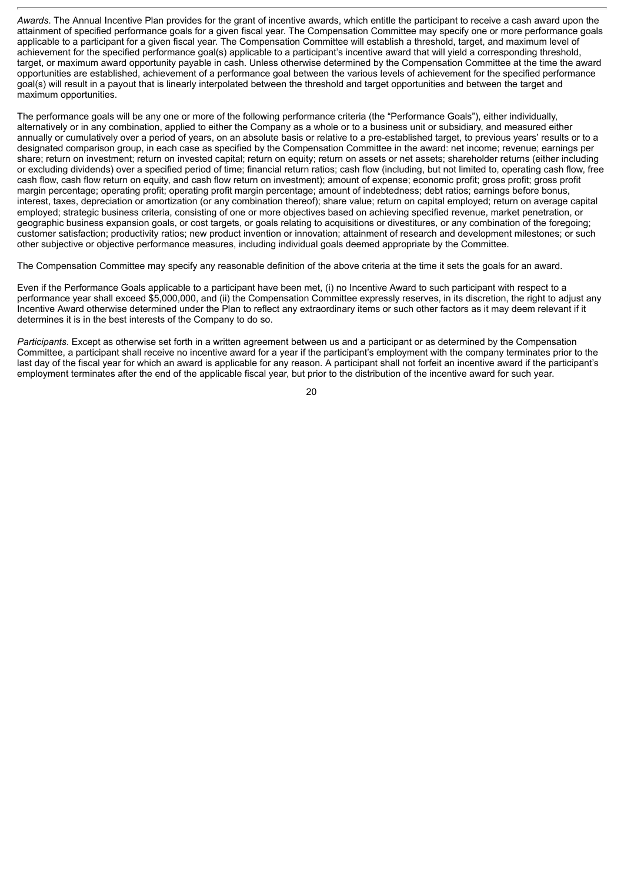*Awards*. The Annual Incentive Plan provides for the grant of incentive awards, which entitle the participant to receive a cash award upon the attainment of specified performance goals for a given fiscal year. The Compensation Committee may specify one or more performance goals applicable to a participant for a given fiscal year. The Compensation Committee will establish a threshold, target, and maximum level of achievement for the specified performance goal(s) applicable to a participant's incentive award that will yield a corresponding threshold, target, or maximum award opportunity payable in cash. Unless otherwise determined by the Compensation Committee at the time the award opportunities are established, achievement of a performance goal between the various levels of achievement for the specified performance goal(s) will result in a payout that is linearly interpolated between the threshold and target opportunities and between the target and maximum opportunities.

The performance goals will be any one or more of the following performance criteria (the "Performance Goals"), either individually, alternatively or in any combination, applied to either the Company as a whole or to a business unit or subsidiary, and measured either annually or cumulatively over a period of years, on an absolute basis or relative to a pre-established target, to previous years' results or to a designated comparison group, in each case as specified by the Compensation Committee in the award: net income; revenue; earnings per share; return on investment; return on invested capital; return on equity; return on assets or net assets; shareholder returns (either including or excluding dividends) over a specified period of time; financial return ratios; cash flow (including, but not limited to, operating cash flow, free cash flow, cash flow return on equity, and cash flow return on investment); amount of expense; economic profit; gross profit; gross profit margin percentage; operating profit; operating profit margin percentage; amount of indebtedness; debt ratios; earnings before bonus, interest, taxes, depreciation or amortization (or any combination thereof); share value; return on capital employed; return on average capital employed; strategic business criteria, consisting of one or more objectives based on achieving specified revenue, market penetration, or geographic business expansion goals, or cost targets, or goals relating to acquisitions or divestitures, or any combination of the foregoing; customer satisfaction; productivity ratios; new product invention or innovation; attainment of research and development milestones; or such other subjective or objective performance measures, including individual goals deemed appropriate by the Committee.

The Compensation Committee may specify any reasonable definition of the above criteria at the time it sets the goals for an award.

Even if the Performance Goals applicable to a participant have been met, (i) no Incentive Award to such participant with respect to a performance year shall exceed $5,000,000, and (ii) the Compensation Committee expressly reserves, in its discretion, the right to adjust any Incentive Award otherwise determined under the Plan to reflect any extraordinary items or such other factors as it may deem relevant if it determines it is in the best interests of the Company to do so.

*Participants*. Except as otherwise set forth in a written agreement between us and a participant or as determined by the Compensation Committee, a participant shall receive no incentive award for a year if the participant's employment with the company terminates prior to the last day of the fiscal year for which an award is applicable for any reason. A participant shall not forfeit an incentive award if the participant's employment terminates after the end of the applicable fiscal year, but prior to the distribution of the incentive award for such year.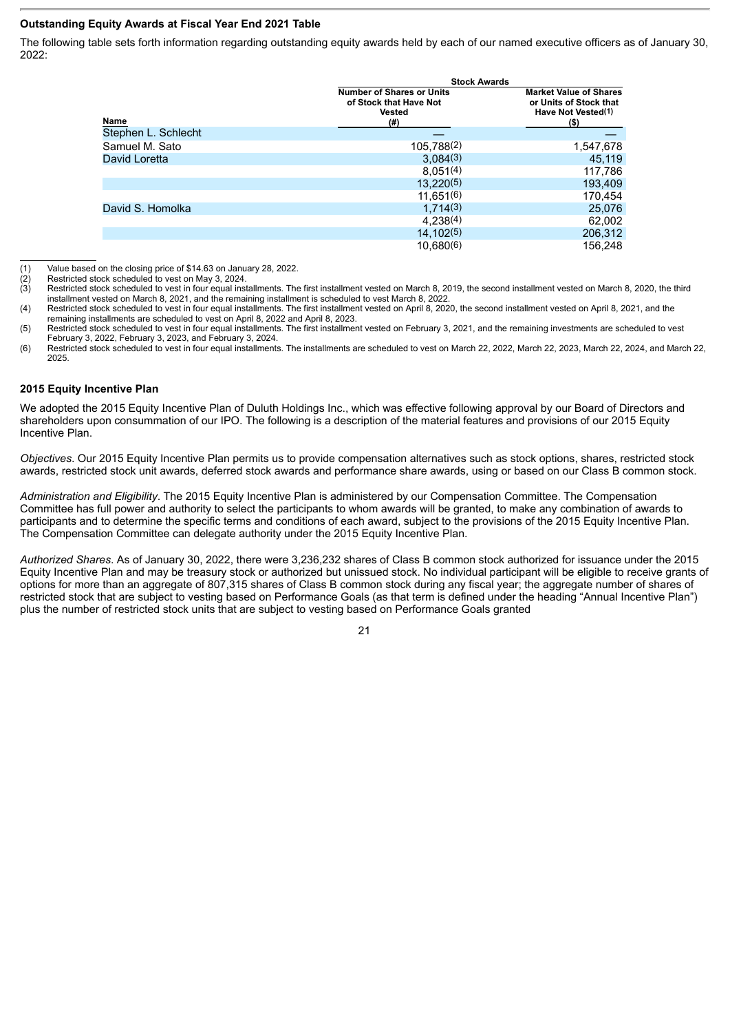### Outstanding Equity Awards at Fiscal Year End 2021 Table

The following table sets forth information regarding outstanding equity awards held by each of our named executive officers as of January 30, 2022:

| | Stock Awards | |
|---|---|---|
| Name | Number of Shares or Units of Stock that Have Not Vested (#) | Market Value of Shares or Units of Stock that Have Not Vested(1) ($) |
| Stephen L. Schlecht | — | — |
| Samuel M. Sato | 105,788(2) | 1,547,678 |
| David Loretta | 3,084(3) | 45,119 |
| | 8,051(4) | 117,786 |
| | 13,220(5) | 193,409 |
| | 11,651(6) | 170,454 |
| David S. Homolka | 1,714(3) | 25,076 |
| | 4,238(4) | 62,002 |
| | 14,102(5) | 206,312 |
| | 10,680(6) | 156,248 |

(1) Value based on the closing price of $14.63 on January 28, 2022.

(2) Restricted stock scheduled to vest on May 3, 2024.

(3) Restricted stock scheduled to vest in four equal installments. The first installment vested on March 8, 2019, the second installment vested on March 8, 2020, the third installment vested on March 8, 2021, and the remaining installment is scheduled to vest March 8, 2022.

(4) Restricted stock scheduled to vest in four equal installments. The first installment vested on April 8, 2020, the second installment vested on April 8, 2021, and the remaining installments are scheduled to vest on April 8, 2022 and April 8, 2023.

(5) Restricted stock scheduled to vest in four equal installments. The first installment vested on February 3, 2021, and the remaining investments are scheduled to vest February 3, 2022, February 3, 2023, and February 3, 2024.

(6) Restricted stock scheduled to vest in four equal installments. The installments are scheduled to vest on March 22, 2022, March 22, 2023, March 22, 2024, and March 22, 2025.

### 2015 Equity Incentive Plan

We adopted the 2015 Equity Incentive Plan of Duluth Holdings Inc., which was effective following approval by our Board of Directors and shareholders upon consummation of our IPO. The following is a description of the material features and provisions of our 2015 Equity Incentive Plan.

*Objectives*. Our 2015 Equity Incentive Plan permits us to provide compensation alternatives such as stock options, shares, restricted stock awards, restricted stock unit awards, deferred stock awards and performance share awards, using or based on our Class B common stock.

*Administration and Eligibility*. The 2015 Equity Incentive Plan is administered by our Compensation Committee. The Compensation Committee has full power and authority to select the participants to whom awards will be granted, to make any combination of awards to participants and to determine the specific terms and conditions of each award, subject to the provisions of the 2015 Equity Incentive Plan. The Compensation Committee can delegate authority under the 2015 Equity Incentive Plan.

*Authorized Shares*. As of January 30, 2022, there were 3,236,232 shares of Class B common stock authorized for issuance under the 2015 Equity Incentive Plan and may be treasury stock or authorized but unissued stock. No individual participant will be eligible to receive grants of options for more than an aggregate of 807,315 shares of Class B common stock during any fiscal year; the aggregate number of shares of restricted stock that are subject to vesting based on Performance Goals (as that term is defined under the heading "Annual Incentive Plan") plus the number of restricted stock units that are subject to vesting based on Performance Goals granted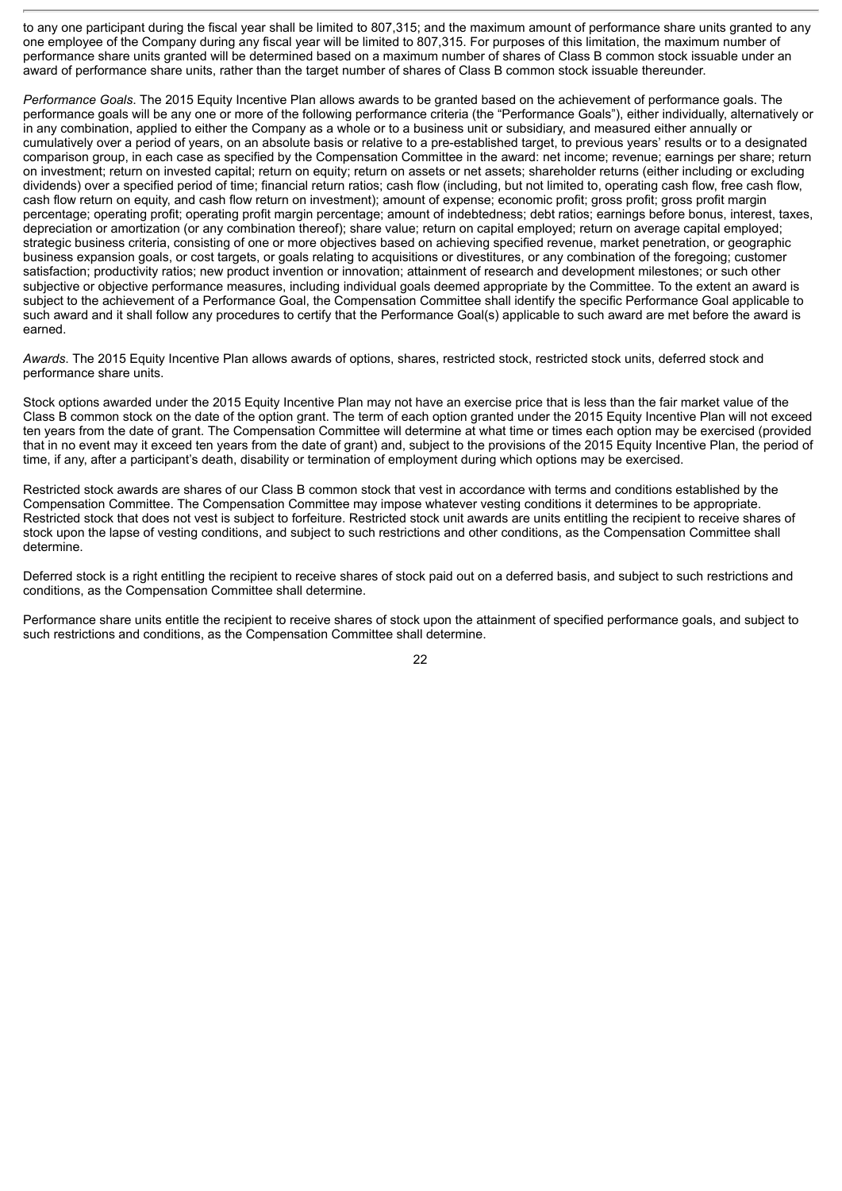to any one participant during the fiscal year shall be limited to 807,315; and the maximum amount of performance share units granted to any one employee of the Company during any fiscal year will be limited to 807,315. For purposes of this limitation, the maximum number of performance share units granted will be determined based on a maximum number of shares of Class B common stock issuable under an award of performance share units, rather than the target number of shares of Class B common stock issuable thereunder.

*Performance Goals*. The 2015 Equity Incentive Plan allows awards to be granted based on the achievement of performance goals. The performance goals will be any one or more of the following performance criteria (the "Performance Goals"), either individually, alternatively or in any combination, applied to either the Company as a whole or to a business unit or subsidiary, and measured either annually or cumulatively over a period of years, on an absolute basis or relative to a pre-established target, to previous years' results or to a designated comparison group, in each case as specified by the Compensation Committee in the award: net income; revenue; earnings per share; return on investment; return on invested capital; return on equity; return on assets or net assets; shareholder returns (either including or excluding dividends) over a specified period of time; financial return ratios; cash flow (including, but not limited to, operating cash flow, free cash flow, cash flow return on equity, and cash flow return on investment); amount of expense; economic profit; gross profit; gross profit margin percentage; operating profit; operating profit margin percentage; amount of indebtedness; debt ratios; earnings before bonus, interest, taxes, depreciation or amortization (or any combination thereof); share value; return on capital employed; return on average capital employed; strategic business criteria, consisting of one or more objectives based on achieving specified revenue, market penetration, or geographic business expansion goals, or cost targets, or goals relating to acquisitions or divestitures, or any combination of the foregoing; customer satisfaction; productivity ratios; new product invention or innovation; attainment of research and development milestones; or such other subjective or objective performance measures, including individual goals deemed appropriate by the Committee. To the extent an award is subject to the achievement of a Performance Goal, the Compensation Committee shall identify the specific Performance Goal applicable to such award and it shall follow any procedures to certify that the Performance Goal(s) applicable to such award are met before the award is earned.

*Awards*. The 2015 Equity Incentive Plan allows awards of options, shares, restricted stock, restricted stock units, deferred stock and performance share units.

Stock options awarded under the 2015 Equity Incentive Plan may not have an exercise price that is less than the fair market value of the Class B common stock on the date of the option grant. The term of each option granted under the 2015 Equity Incentive Plan will not exceed ten years from the date of grant. The Compensation Committee will determine at what time or times each option may be exercised (provided that in no event may it exceed ten years from the date of grant) and, subject to the provisions of the 2015 Equity Incentive Plan, the period of time, if any, after a participant's death, disability or termination of employment during which options may be exercised.

Restricted stock awards are shares of our Class B common stock that vest in accordance with terms and conditions established by the Compensation Committee. The Compensation Committee may impose whatever vesting conditions it determines to be appropriate. Restricted stock that does not vest is subject to forfeiture. Restricted stock unit awards are units entitling the recipient to receive shares of stock upon the lapse of vesting conditions, and subject to such restrictions and other conditions, as the Compensation Committee shall determine.

Deferred stock is a right entitling the recipient to receive shares of stock paid out on a deferred basis, and subject to such restrictions and conditions, as the Compensation Committee shall determine.

Performance share units entitle the recipient to receive shares of stock upon the attainment of specified performance goals, and subject to such restrictions and conditions, as the Compensation Committee shall determine.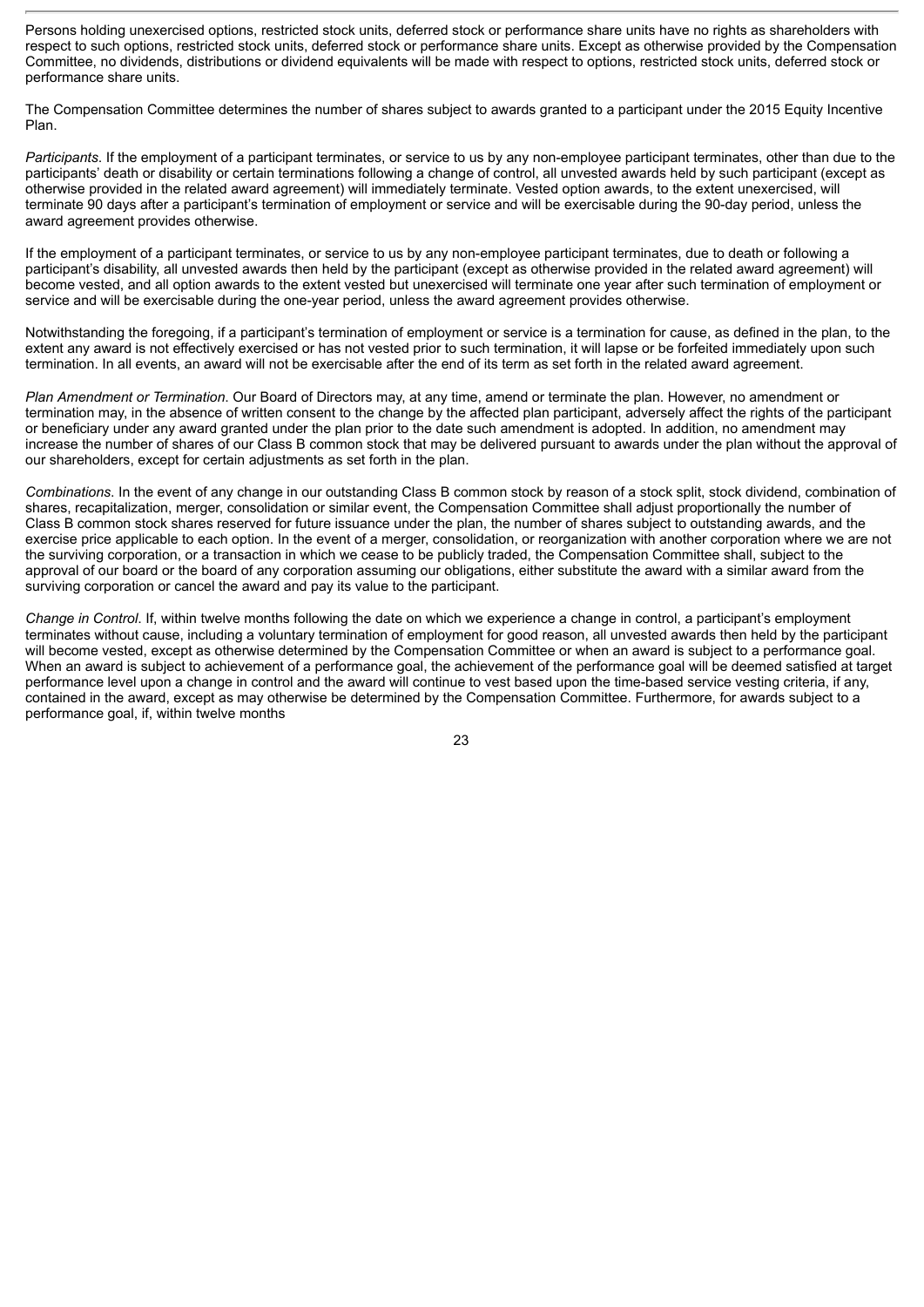Persons holding unexercised options, restricted stock units, deferred stock or performance share units have no rights as shareholders with respect to such options, restricted stock units, deferred stock or performance share units. Except as otherwise provided by the Compensation Committee, no dividends, distributions or dividend equivalents will be made with respect to options, restricted stock units, deferred stock or performance share units.

The Compensation Committee determines the number of shares subject to awards granted to a participant under the 2015 Equity Incentive Plan.

*Participants.* If the employment of a participant terminates, or service to us by any non-employee participant terminates, other than due to the participants' death or disability or certain terminations following a change of control, all unvested awards held by such participant (except as otherwise provided in the related award agreement) will immediately terminate. Vested option awards, to the extent unexercised, will terminate 90 days after a participant's termination of employment or service and will be exercisable during the 90-day period, unless the award agreement provides otherwise.

If the employment of a participant terminates, or service to us by any non-employee participant terminates, due to death or following a participant's disability, all unvested awards then held by the participant (except as otherwise provided in the related award agreement) will become vested, and all option awards to the extent vested but unexercised will terminate one year after such termination of employment or service and will be exercisable during the one-year period, unless the award agreement provides otherwise.

Notwithstanding the foregoing, if a participant's termination of employment or service is a termination for cause, as defined in the plan, to the extent any award is not effectively exercised or has not vested prior to such termination, it will lapse or be forfeited immediately upon such termination. In all events, an award will not be exercisable after the end of its term as set forth in the related award agreement.

*Plan Amendment or Termination.* Our Board of Directors may, at any time, amend or terminate the plan. However, no amendment or termination may, in the absence of written consent to the change by the affected plan participant, adversely affect the rights of the participant or beneficiary under any award granted under the plan prior to the date such amendment is adopted. In addition, no amendment may increase the number of shares of our Class B common stock that may be delivered pursuant to awards under the plan without the approval of our shareholders, except for certain adjustments as set forth in the plan.

*Combinations.* In the event of any change in our outstanding Class B common stock by reason of a stock split, stock dividend, combination of shares, recapitalization, merger, consolidation or similar event, the Compensation Committee shall adjust proportionally the number of Class B common stock shares reserved for future issuance under the plan, the number of shares subject to outstanding awards, and the exercise price applicable to each option. In the event of a merger, consolidation, or reorganization with another corporation where we are not the surviving corporation, or a transaction in which we cease to be publicly traded, the Compensation Committee shall, subject to the approval of our board or the board of any corporation assuming our obligations, either substitute the award with a similar award from the surviving corporation or cancel the award and pay its value to the participant.

*Change in Control.* If, within twelve months following the date on which we experience a change in control, a participant's employment terminates without cause, including a voluntary termination of employment for good reason, all unvested awards then held by the participant will become vested, except as otherwise determined by the Compensation Committee or when an award is subject to a performance goal. When an award is subject to achievement of a performance goal, the achievement of the performance goal will be deemed satisfied at target performance level upon a change in control and the award will continue to vest based upon the time-based service vesting criteria, if any, contained in the award, except as may otherwise be determined by the Compensation Committee. Furthermore, for awards subject to a performance goal, if, within twelve months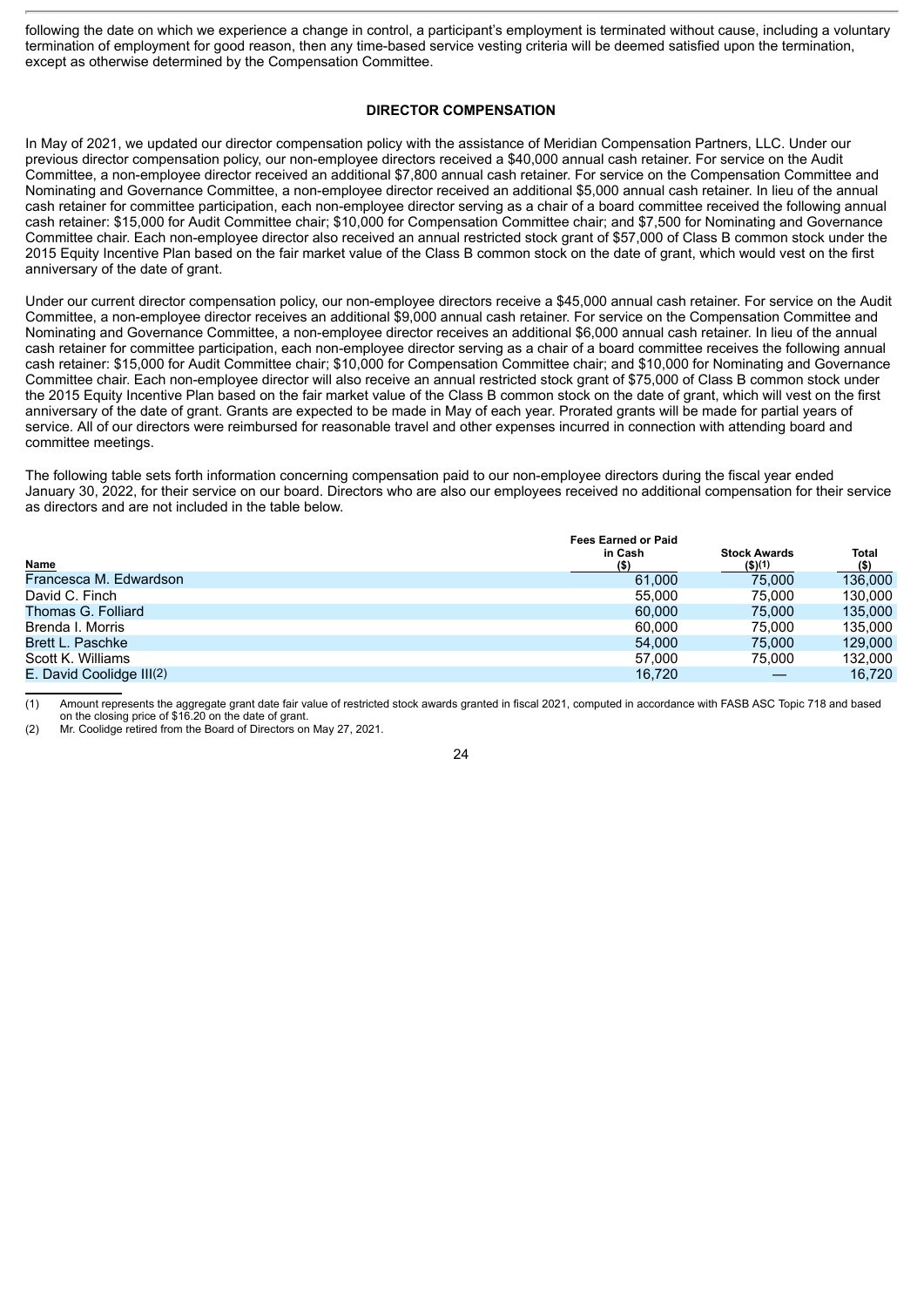following the date on which we experience a change in control, a participant's employment is terminated without cause, including a voluntary termination of employment for good reason, then any time-based service vesting criteria will be deemed satisfied upon the termination, except as otherwise determined by the Compensation Committee.

## DIRECTOR COMPENSATION

In May of 2021, we updated our director compensation policy with the assistance of Meridian Compensation Partners, LLC. Under our previous director compensation policy, our non-employee directors received a $40,000 annual cash retainer. For service on the Audit Committee, a non-employee director received an additional $7,800 annual cash retainer. For service on the Compensation Committee and Nominating and Governance Committee, a non-employee director received an additional $5,000 annual cash retainer. In lieu of the annual cash retainer for committee participation, each non-employee director serving as a chair of a board committee received the following annual cash retainer: $15,000 for Audit Committee chair; $10,000 for Compensation Committee chair; and $7,500 for Nominating and Governance Committee chair. Each non-employee director also received an annual restricted stock grant of $57,000 of Class B common stock under the 2015 Equity Incentive Plan based on the fair market value of the Class B common stock on the date of grant, which would vest on the first anniversary of the date of grant.

Under our current director compensation policy, our non-employee directors receive a $45,000 annual cash retainer. For service on the Audit Committee, a non-employee director receives an additional $9,000 annual cash retainer. For service on the Compensation Committee and Nominating and Governance Committee, a non-employee director receives an additional $6,000 annual cash retainer. In lieu of the annual cash retainer for committee participation, each non-employee director serving as a chair of a board committee receives the following annual cash retainer: $15,000 for Audit Committee chair; $10,000 for Compensation Committee chair; and $10,000 for Nominating and Governance Committee chair. Each non-employee director will also receive an annual restricted stock grant of $75,000 of Class B common stock under the 2015 Equity Incentive Plan based on the fair market value of the Class B common stock on the date of grant, which will vest on the first anniversary of the date of grant. Grants are expected to be made in May of each year. Prorated grants will be made for partial years of service. All of our directors were reimbursed for reasonable travel and other expenses incurred in connection with attending board and committee meetings.

The following table sets forth information concerning compensation paid to our non-employee directors during the fiscal year ended January 30, 2022, for their service on our board. Directors who are also our employees received no additional compensation for their service as directors and are not included in the table below.

| Name | Fees Earned or Paid in Cash ($) | Stock Awards ($)(1) | Total ($) |
|---|---|---|---|
| Francesca M. Edwardson | 61,000 | 75,000 | 136,000 |
| David C. Finch | 55,000 | 75,000 | 130,000 |
| Thomas G. Folliard | 60,000 | 75,000 | 135,000 |
| Brenda I. Morris | 60,000 | 75,000 | 135,000 |
| Brett L. Paschke | 54,000 | 75,000 | 129,000 |
| Scott K. Williams | 57,000 | 75,000 | 132,000 |
| E. David Coolidge III(2) | 16,720 | — | 16,720 |

(1) Amount represents the aggregate grant date fair value of restricted stock awards granted in fiscal 2021, computed in accordance with FASB ASC Topic 718 and based on the closing price of $16.20 on the date of grant.

(2) Mr. Coolidge retired from the Board of Directors on May 27, 2021.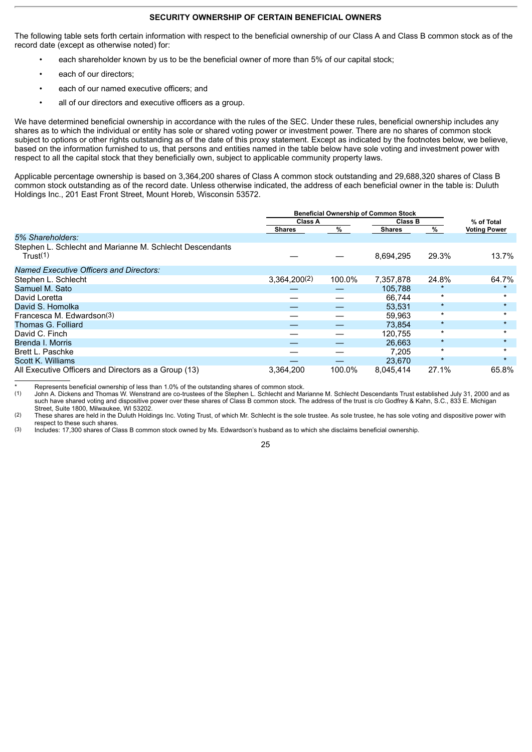## SECURITY OWNERSHIP OF CERTAIN BENEFICIAL OWNERS

The following table sets forth certain information with respect to the beneficial ownership of our Class A and Class B common stock as of the record date (except as otherwise noted) for:

- each shareholder known by us to be the beneficial owner of more than 5% of our capital stock;
- each of our directors;
- each of our named executive officers; and
- all of our directors and executive officers as a group.

We have determined beneficial ownership in accordance with the rules of the SEC. Under these rules, beneficial ownership includes any shares as to which the individual or entity has sole or shared voting power or investment power. There are no shares of common stock subject to options or other rights outstanding as of the date of this proxy statement. Except as indicated by the footnotes below, we believe, based on the information furnished to us, that persons and entities named in the table below have sole voting and investment power with respect to all the capital stock that they beneficially own, subject to applicable community property laws.

Applicable percentage ownership is based on 3,364,200 shares of Class A common stock outstanding and 29,688,320 shares of Class B common stock outstanding as of the record date. Unless otherwise indicated, the address of each beneficial owner in the table is: Duluth Holdings Inc., 201 East Front Street, Mount Horeb, Wisconsin 53572.

| | Beneficial Ownership of Common Stock | | | | % of Total |
|---|---|---|---|---|---|
| | Class A | | Class B | | |
| | Shares | % | Shares | % | Voting Power |
| *5% Shareholders:* | | | | | |
| Stephen L. Schlecht and Marianne M. Schlecht Descendants Trust(1) | — | — | 8,694,295 | 29.3% | 13.7% |
| *Named Executive Officers and Directors:* | | | | | |
| Stephen L. Schlecht | 3,364,200(2) | 100.0% | 7,357,878 | 24.8% | 64.7% |
| Samuel M. Sato | — | — | 105,788 | * | * |
| David Loretta | — | — | 66,744 | * | * |
| David S. Homolka | — | — | 53,531 | * | * |
| Francesca M. Edwardson(3) | — | — | 59,963 | * | * |
| Thomas G. Folliard | — | — | 73,854 | * | * |
| David C. Finch | — | — | 120,755 | * | * |
| Brenda I. Morris | — | — | 26,663 | * | * |
| Brett L. Paschke | — | — | 7,205 | * | * |
| Scott K. Williams | — | — | 23,670 | * | * |
| All Executive Officers and Directors as a Group (13) | 3,364,200 | 100.0% | 8,045,414 | 27.1% | 65.8% |

\* Represents beneficial ownership of less than 1.0% of the outstanding shares of common stock.

(1) John A. Dickens and Thomas W. Wenstrand are co-trustees of the Stephen L. Schlecht and Marianne M. Schlecht Descendants Trust established July 31, 2000 and as such have shared voting and dispositive power over these shares of Class B common stock. The address of the trust is c/o Godfrey & Kahn, S.C., 833 E. Michigan Street, Suite 1800, Milwaukee, WI 53202.

(2) These shares are held in the Duluth Holdings Inc. Voting Trust, of which Mr. Schlecht is the sole trustee. As sole trustee, he has sole voting and dispositive power with respect to these such shares.

(3) Includes: 17,300 shares of Class B common stock owned by Ms. Edwardson's husband as to which she disclaims beneficial ownership.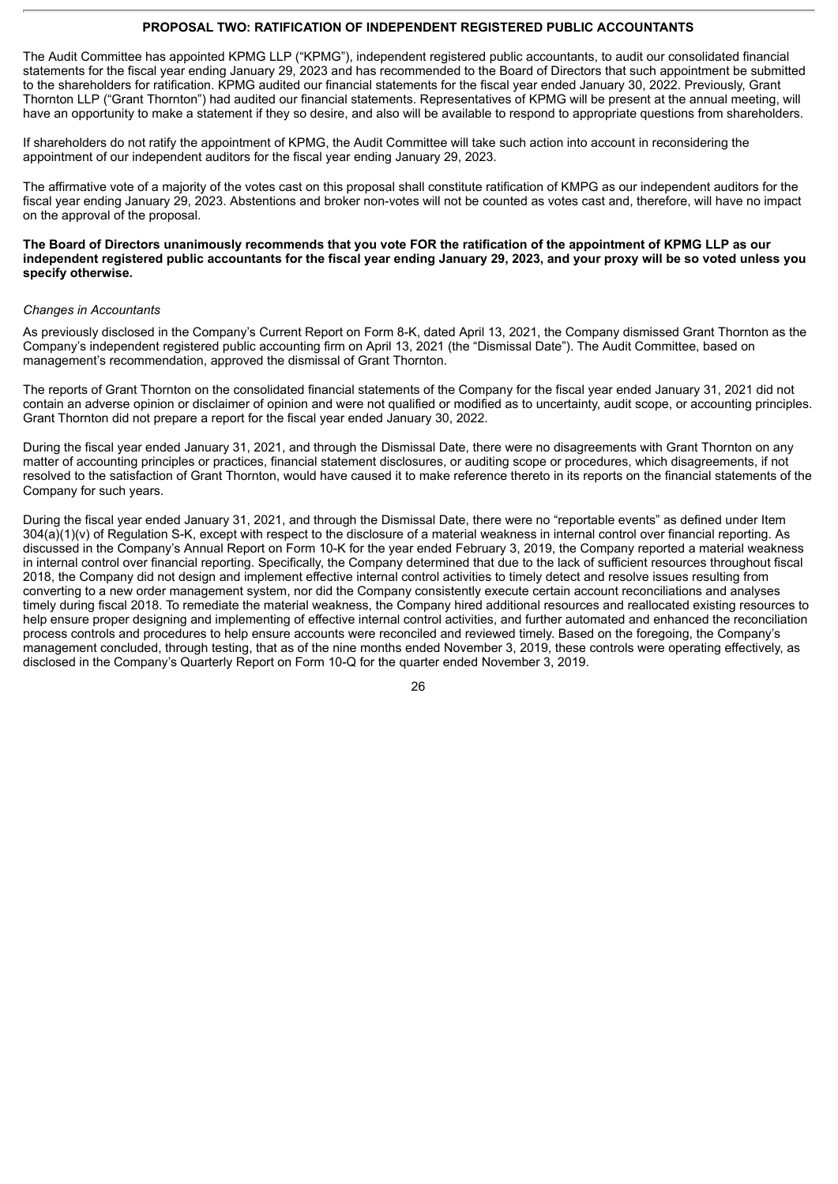## PROPOSAL TWO: RATIFICATION OF INDEPENDENT REGISTERED PUBLIC ACCOUNTANTS

The Audit Committee has appointed KPMG LLP ("KPMG"), independent registered public accountants, to audit our consolidated financial statements for the fiscal year ending January 29, 2023 and has recommended to the Board of Directors that such appointment be submitted to the shareholders for ratification. KPMG audited our financial statements for the fiscal year ended January 30, 2022. Previously, Grant Thornton LLP ("Grant Thornton") had audited our financial statements. Representatives of KPMG will be present at the annual meeting, will have an opportunity to make a statement if they so desire, and also will be available to respond to appropriate questions from shareholders.

If shareholders do not ratify the appointment of KPMG, the Audit Committee will take such action into account in reconsidering the appointment of our independent auditors for the fiscal year ending January 29, 2023.

The affirmative vote of a majority of the votes cast on this proposal shall constitute ratification of KMPG as our independent auditors for the fiscal year ending January 29, 2023. Abstentions and broker non-votes will not be counted as votes cast and, therefore, will have no impact on the approval of the proposal.

**The Board of Directors unanimously recommends that you vote FOR the ratification of the appointment of KPMG LLP as our independent registered public accountants for the fiscal year ending January 29, 2023, and your proxy will be so voted unless you specify otherwise.**

*Changes in Accountants*

As previously disclosed in the Company's Current Report on Form 8-K, dated April 13, 2021, the Company dismissed Grant Thornton as the Company's independent registered public accounting firm on April 13, 2021 (the "Dismissal Date"). The Audit Committee, based on management's recommendation, approved the dismissal of Grant Thornton.

The reports of Grant Thornton on the consolidated financial statements of the Company for the fiscal year ended January 31, 2021 did not contain an adverse opinion or disclaimer of opinion and were not qualified or modified as to uncertainty, audit scope, or accounting principles. Grant Thornton did not prepare a report for the fiscal year ended January 30, 2022.

During the fiscal year ended January 31, 2021, and through the Dismissal Date, there were no disagreements with Grant Thornton on any matter of accounting principles or practices, financial statement disclosures, or auditing scope or procedures, which disagreements, if not resolved to the satisfaction of Grant Thornton, would have caused it to make reference thereto in its reports on the financial statements of the Company for such years.

During the fiscal year ended January 31, 2021, and through the Dismissal Date, there were no "reportable events" as defined under Item 304(a)(1)(v) of Regulation S-K, except with respect to the disclosure of a material weakness in internal control over financial reporting. As discussed in the Company's Annual Report on Form 10-K for the year ended February 3, 2019, the Company reported a material weakness in internal control over financial reporting. Specifically, the Company determined that due to the lack of sufficient resources throughout fiscal 2018, the Company did not design and implement effective internal control activities to timely detect and resolve issues resulting from converting to a new order management system, nor did the Company consistently execute certain account reconciliations and analyses timely during fiscal 2018. To remediate the material weakness, the Company hired additional resources and reallocated existing resources to help ensure proper designing and implementing of effective internal control activities, and further automated and enhanced the reconciliation process controls and procedures to help ensure accounts were reconciled and reviewed timely. Based on the foregoing, the Company's management concluded, through testing, that as of the nine months ended November 3, 2019, these controls were operating effectively, as disclosed in the Company's Quarterly Report on Form 10-Q for the quarter ended November 3, 2019.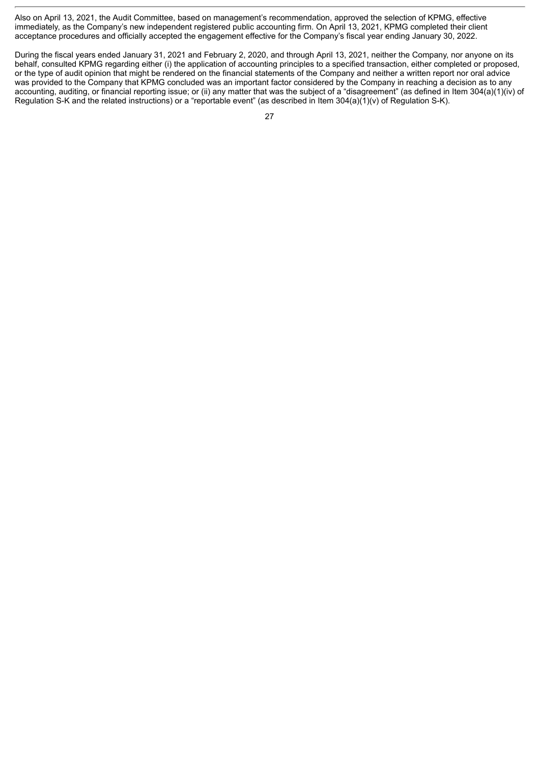Also on April 13, 2021, the Audit Committee, based on management's recommendation, approved the selection of KPMG, effective immediately, as the Company's new independent registered public accounting firm. On April 13, 2021, KPMG completed their client acceptance procedures and officially accepted the engagement effective for the Company's fiscal year ending January 30, 2022.

During the fiscal years ended January 31, 2021 and February 2, 2020, and through April 13, 2021, neither the Company, nor anyone on its behalf, consulted KPMG regarding either (i) the application of accounting principles to a specified transaction, either completed or proposed, or the type of audit opinion that might be rendered on the financial statements of the Company and neither a written report nor oral advice was provided to the Company that KPMG concluded was an important factor considered by the Company in reaching a decision as to any accounting, auditing, or financial reporting issue; or (ii) any matter that was the subject of a "disagreement" (as defined in Item 304(a)(1)(iv) of Regulation S-K and the related instructions) or a "reportable event" (as described in Item 304(a)(1)(v) of Regulation S-K).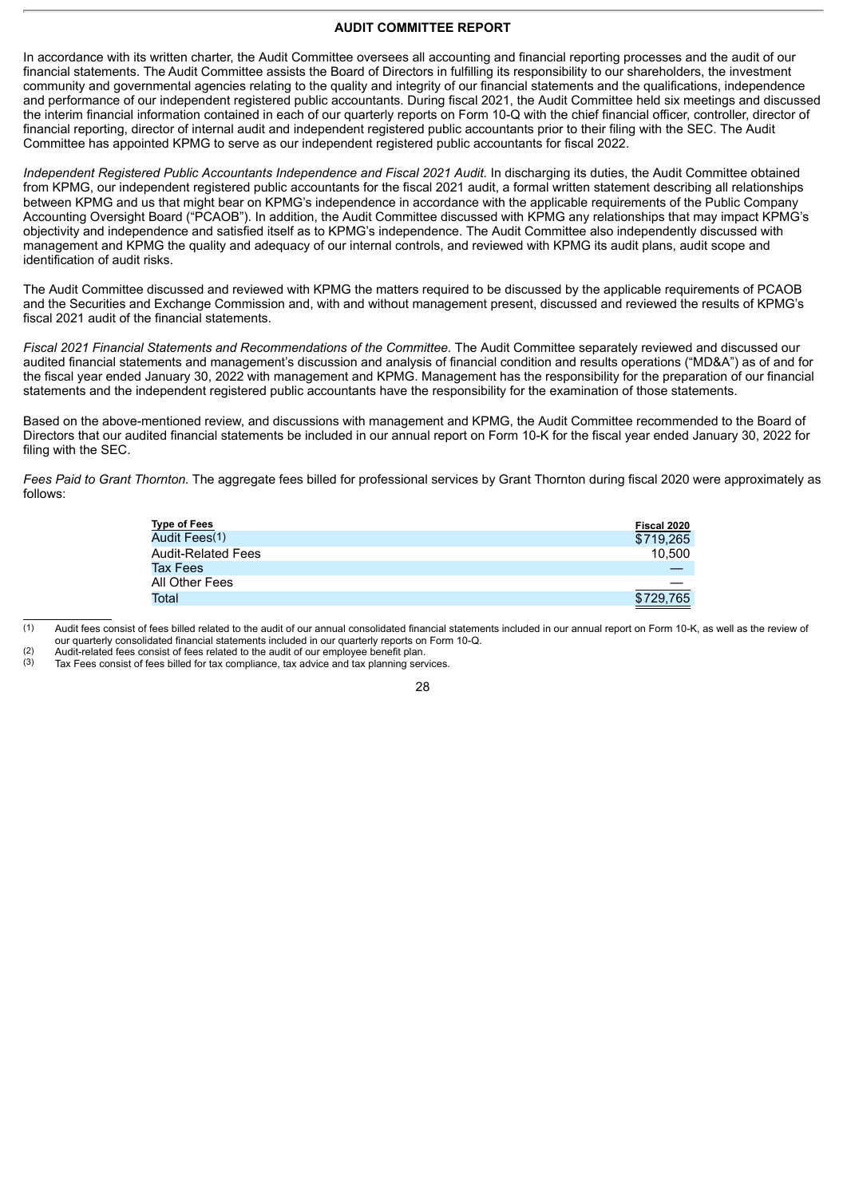## AUDIT COMMITTEE REPORT

In accordance with its written charter, the Audit Committee oversees all accounting and financial reporting processes and the audit of our financial statements. The Audit Committee assists the Board of Directors in fulfilling its responsibility to our shareholders, the investment community and governmental agencies relating to the quality and integrity of our financial statements and the qualifications, independence and performance of our independent registered public accountants. During fiscal 2021, the Audit Committee held six meetings and discussed the interim financial information contained in each of our quarterly reports on Form 10-Q with the chief financial officer, controller, director of financial reporting, director of internal audit and independent registered public accountants prior to their filing with the SEC. The Audit Committee has appointed KPMG to serve as our independent registered public accountants for fiscal 2022.

*Independent Registered Public Accountants Independence and Fiscal 2021 Audit.* In discharging its duties, the Audit Committee obtained from KPMG, our independent registered public accountants for the fiscal 2021 audit, a formal written statement describing all relationships between KPMG and us that might bear on KPMG's independence in accordance with the applicable requirements of the Public Company Accounting Oversight Board ("PCAOB"). In addition, the Audit Committee discussed with KPMG any relationships that may impact KPMG's objectivity and independence and satisfied itself as to KPMG's independence. The Audit Committee also independently discussed with management and KPMG the quality and adequacy of our internal controls, and reviewed with KPMG its audit plans, audit scope and identification of audit risks.

The Audit Committee discussed and reviewed with KPMG the matters required to be discussed by the applicable requirements of PCAOB and the Securities and Exchange Commission and, with and without management present, discussed and reviewed the results of KPMG's fiscal 2021 audit of the financial statements.

*Fiscal 2021 Financial Statements and Recommendations of the Committee.* The Audit Committee separately reviewed and discussed our audited financial statements and management's discussion and analysis of financial condition and results operations ("MD&A") as of and for the fiscal year ended January 30, 2022 with management and KPMG. Management has the responsibility for the preparation of our financial statements and the independent registered public accountants have the responsibility for the examination of those statements.

Based on the above-mentioned review, and discussions with management and KPMG, the Audit Committee recommended to the Board of Directors that our audited financial statements be included in our annual report on Form 10-K for the fiscal year ended January 30, 2022 for filing with the SEC.

*Fees Paid to Grant Thornton.* The aggregate fees billed for professional services by Grant Thornton during fiscal 2020 were approximately as follows:

| Type of Fees | Fiscal 2020 |
|---|---|
| Audit Fees(1) | $719,265 |
| Audit-Related Fees | 10,500 |
| Tax Fees | — |
| All Other Fees | — |
| Total | $729,765 |

(1) Audit fees consist of fees billed related to the audit of our annual consolidated financial statements included in our annual report on Form 10-K, as well as the review of our quarterly consolidated financial statements included in our quarterly reports on Form 10-Q.

(2) Audit-related fees consist of fees related to the audit of our employee benefit plan.

(3) Tax Fees consist of fees billed for tax compliance, tax advice and tax planning services.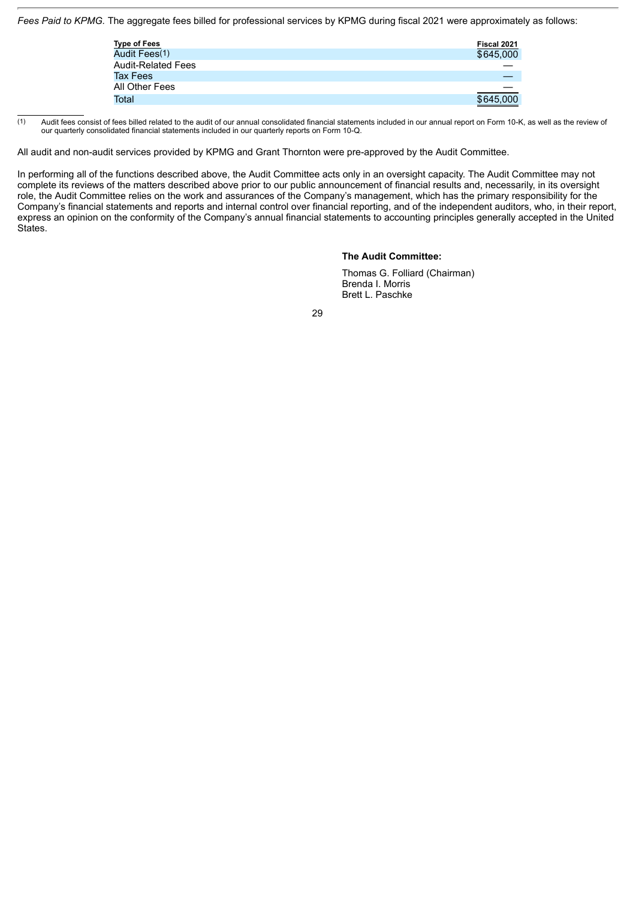*Fees Paid to KPMG.* The aggregate fees billed for professional services by KPMG during fiscal 2021 were approximately as follows:

| Type of Fees | Fiscal 2021 |
| --- | --- |
| Audit Fees(1) | $645,000 |
| Audit-Related Fees | — |
| Tax Fees | — |
| All Other Fees | — |
| Total | $645,000 |

(1) Audit fees consist of fees billed related to the audit of our annual consolidated financial statements included in our annual report on Form 10-K, as well as the review of our quarterly consolidated financial statements included in our quarterly reports on Form 10-Q.

All audit and non-audit services provided by KPMG and Grant Thornton were pre-approved by the Audit Committee.

In performing all of the functions described above, the Audit Committee acts only in an oversight capacity. The Audit Committee may not complete its reviews of the matters described above prior to our public announcement of financial results and, necessarily, in its oversight role, the Audit Committee relies on the work and assurances of the Company's management, which has the primary responsibility for the Company's financial statements and reports and internal control over financial reporting, and of the independent auditors, who, in their report, express an opinion on the conformity of the Company's annual financial statements to accounting principles generally accepted in the United States.

**The Audit Committee:**

Thomas G. Folliard (Chairman)
Brenda I. Morris
Brett L. Paschke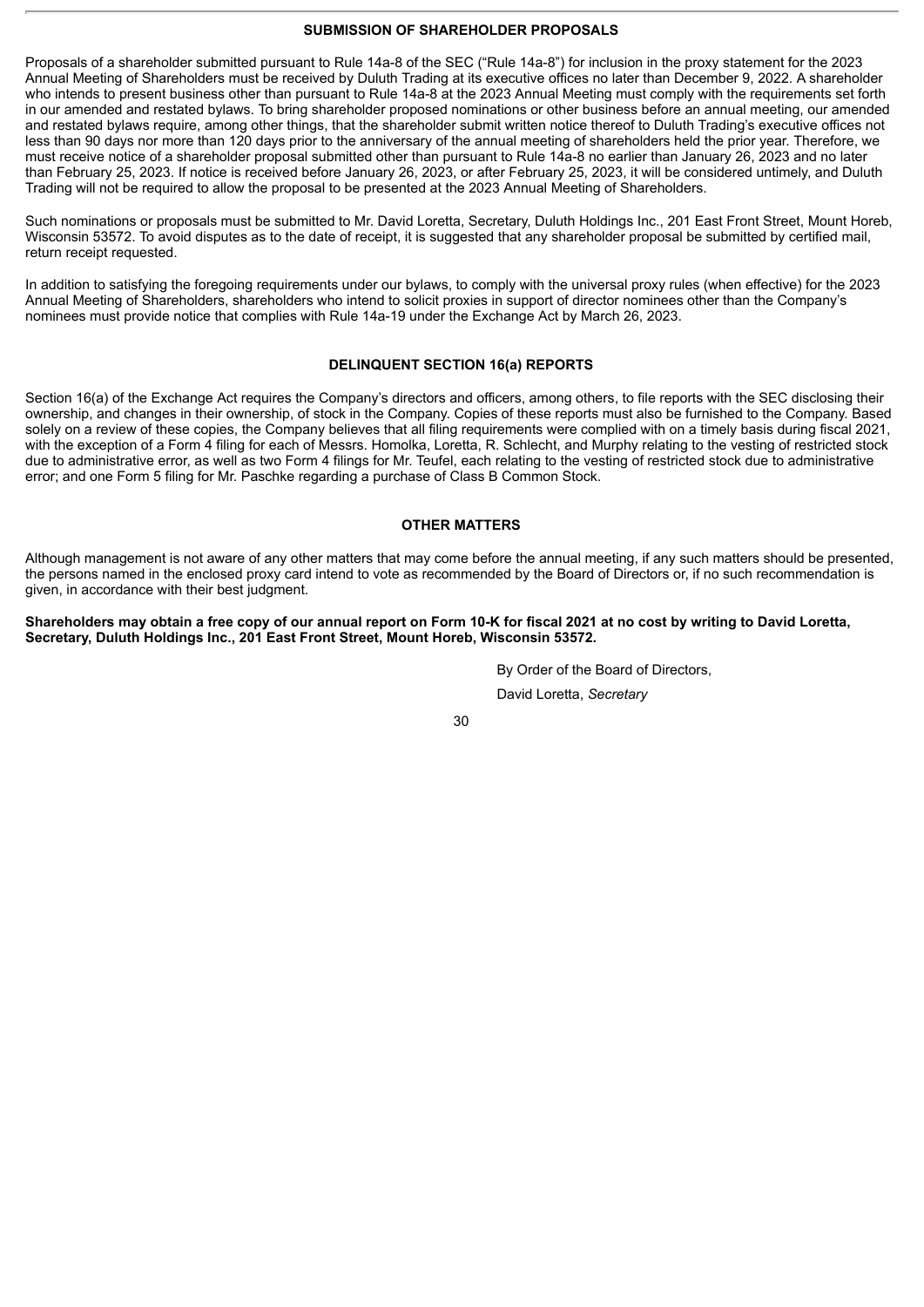## SUBMISSION OF SHAREHOLDER PROPOSALS

Proposals of a shareholder submitted pursuant to Rule 14a-8 of the SEC ("Rule 14a-8") for inclusion in the proxy statement for the 2023 Annual Meeting of Shareholders must be received by Duluth Trading at its executive offices no later than December 9, 2022. A shareholder who intends to present business other than pursuant to Rule 14a-8 at the 2023 Annual Meeting must comply with the requirements set forth in our amended and restated bylaws. To bring shareholder proposed nominations or other business before an annual meeting, our amended and restated bylaws require, among other things, that the shareholder submit written notice thereof to Duluth Trading's executive offices not less than 90 days nor more than 120 days prior to the anniversary of the annual meeting of shareholders held the prior year. Therefore, we must receive notice of a shareholder proposal submitted other than pursuant to Rule 14a-8 no earlier than January 26, 2023 and no later than February 25, 2023. If notice is received before January 26, 2023, or after February 25, 2023, it will be considered untimely, and Duluth Trading will not be required to allow the proposal to be presented at the 2023 Annual Meeting of Shareholders.

Such nominations or proposals must be submitted to Mr. David Loretta, Secretary, Duluth Holdings Inc., 201 East Front Street, Mount Horeb, Wisconsin 53572. To avoid disputes as to the date of receipt, it is suggested that any shareholder proposal be submitted by certified mail, return receipt requested.

In addition to satisfying the foregoing requirements under our bylaws, to comply with the universal proxy rules (when effective) for the 2023 Annual Meeting of Shareholders, shareholders who intend to solicit proxies in support of director nominees other than the Company's nominees must provide notice that complies with Rule 14a-19 under the Exchange Act by March 26, 2023.

## DELINQUENT SECTION 16(a) REPORTS

Section 16(a) of the Exchange Act requires the Company's directors and officers, among others, to file reports with the SEC disclosing their ownership, and changes in their ownership, of stock in the Company. Copies of these reports must also be furnished to the Company. Based solely on a review of these copies, the Company believes that all filing requirements were complied with on a timely basis during fiscal 2021, with the exception of a Form 4 filing for each of Messrs. Homolka, Loretta, R. Schlecht, and Murphy relating to the vesting of restricted stock due to administrative error, as well as two Form 4 filings for Mr. Teufel, each relating to the vesting of restricted stock due to administrative error; and one Form 5 filing for Mr. Paschke regarding a purchase of Class B Common Stock.

## OTHER MATTERS

Although management is not aware of any other matters that may come before the annual meeting, if any such matters should be presented, the persons named in the enclosed proxy card intend to vote as recommended by the Board of Directors or, if no such recommendation is given, in accordance with their best judgment.

**Shareholders may obtain a free copy of our annual report on Form 10-K for fiscal 2021 at no cost by writing to David Loretta, Secretary, Duluth Holdings Inc., 201 East Front Street, Mount Horeb, Wisconsin 53572.**

By Order of the Board of Directors,

David Loretta, *Secretary*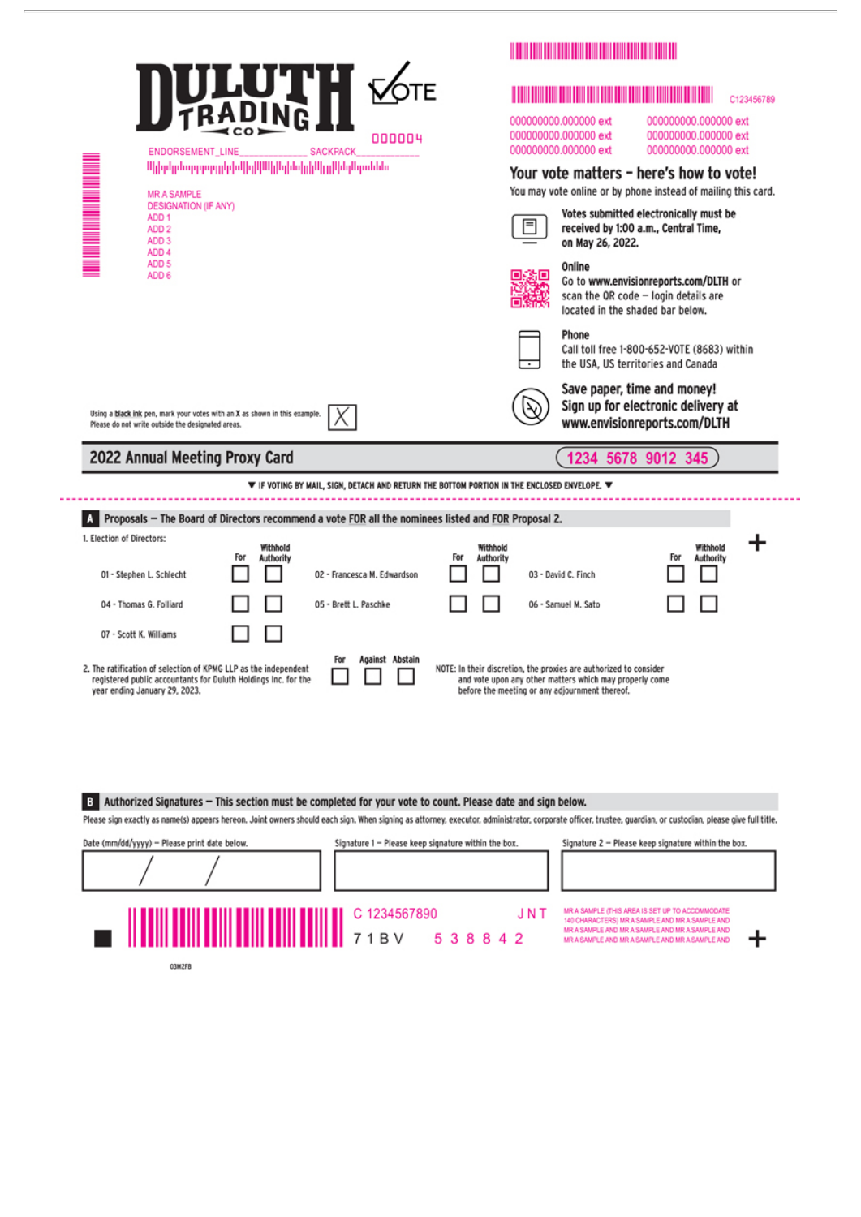DULUTH TRADING CO

VOTE

000004

ENDORSEMENT_LINE______________ SACKPACK_______________

MR A SAMPLE
DESIGNATION (IF ANY)
ADD 1
ADD 2
ADD 3
ADD 4
ADD 5
ADD 6

C123456789

000000000.000000 ext 000000000.000000 ext
000000000.000000 ext 000000000.000000 ext
000000000.000000 ext 000000000.000000 ext

## Your vote matters – here's how to vote!

You may vote online or by phone instead of mailing this card.

**Votes submitted electronically must be received by 1:00 a.m., Central Time, on May 26, 2022.**

**Online**
Go to **www.envisionreports.com/DLTH** or scan the QR code – login details are located in the shaded bar below.

**Phone**
Call toll free 1-800-652-VOTE (8683) within the USA, US territories and Canada

**Save paper, time and money!**
**Sign up for electronic delivery at www.envisionreports.com/DLTH**

Using a **black ink** pen, mark your votes with an **X** as shown in this example. Please do not write outside the designated areas. ☒

## 2022 Annual Meeting Proxy Card

1234 5678 9012 345

▼ IF VOTING BY MAIL, SIGN, DETACH AND RETURN THE BOTTOM PORTION IN THE ENCLOSED ENVELOPE. ▼

### A Proposals — The Board of Directors recommend a vote FOR all the nominees listed and FOR Proposal 2.

1. Election of Directors:

| | For | Withhold Authority | | For | Withhold Authority | | For | Withhold Authority |
|---|---|---|---|---|---|---|---|---|
| 01 - Stephen L. Schlecht | ☐ | ☐ | 02 - Francesca M. Edwardson | ☐ | ☐ | 03 - David C. Finch | ☐ | ☐ |
| 04 - Thomas G. Folliard | ☐ | ☐ | 05 - Brett L. Paschke | ☐ | ☐ | 06 - Samuel M. Sato | ☐ | ☐ |
| 07 - Scott K. Williams | ☐ | ☐ | | | | | | |

| | For | Against | Abstain |
|---|---|---|---|
| 2. The ratification of selection of KPMG LLP as the independent registered public accountants for Duluth Holdings Inc. for the year ending January 29, 2023. | ☐ | ☐ | ☐ |

NOTE: In their discretion, the proxies are authorized to consider and vote upon any other matters which may properly come before the meeting or any adjournment thereof.

### B Authorized Signatures — This section must be completed for your vote to count. Please date and sign below.

Please sign exactly as name(s) appears hereon. Joint owners should each sign. When signing as attorney, executor, administrator, corporate officer, trustee, guardian, or custodian, please give full title.

| Date (mm/dd/yyyy) – Please print date below. | Signature 1 – Please keep signature within the box. | Signature 2 – Please keep signature within the box. |
|---|---|---|
| / / | | |

C 1234567890 JNT
7 1 B V 5 3 8 8 4 2

MR A SAMPLE (THIS AREA IS SET UP TO ACCOMMODATE 140 CHARACTERS) MR A SAMPLE AND MR A SAMPLE AND MR A SAMPLE AND MR A SAMPLE AND MR A SAMPLE AND MR A SAMPLE AND MR A SAMPLE AND MR A SAMPLE AND

03M2FB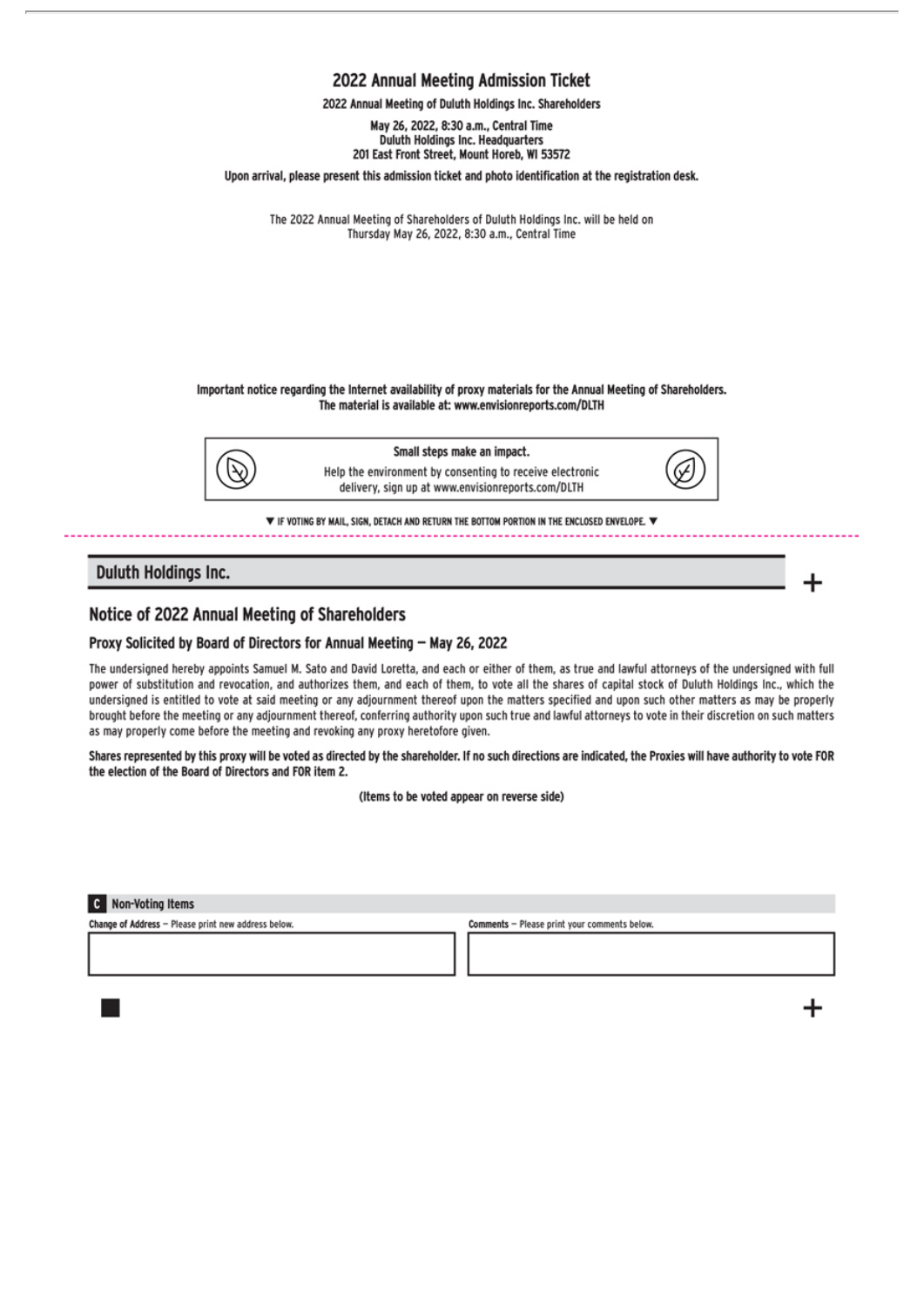## 2022 Annual Meeting Admission Ticket

**2022 Annual Meeting of Duluth Holdings Inc. Shareholders**

**May 26, 2022, 8:30 a.m., Central Time**
**Duluth Holdings Inc. Headquarters**
**201 East Front Street, Mount Horeb, WI 53572**

**Upon arrival, please present this admission ticket and photo identification at the registration desk.**

The 2022 Annual Meeting of Shareholders of Duluth Holdings Inc. will be held on
Thursday May 26, 2022, 8:30 a.m., Central Time

**Important notice regarding the Internet availability of proxy materials for the Annual Meeting of Shareholders.**
**The material is available at: www.envisionreports.com/DLTH**

**Small steps make an impact.**
Help the environment by consenting to receive electronic delivery, sign up at www.envisionreports.com/DLTH

▼ IF VOTING BY MAIL, SIGN, DETACH AND RETURN THE BOTTOM PORTION IN THE ENCLOSED ENVELOPE. ▼

---

## Duluth Holdings Inc.

## Notice of 2022 Annual Meeting of Shareholders

### Proxy Solicited by Board of Directors for Annual Meeting — May 26, 2022

The undersigned hereby appoints Samuel M. Sato and David Loretta, and each or either of them, as true and lawful attorneys of the undersigned with full power of substitution and revocation, and authorizes them, and each of them, to vote all the shares of capital stock of Duluth Holdings Inc., which the undersigned is entitled to vote at said meeting or any adjournment thereof upon the matters specified and upon such other matters as may be properly brought before the meeting or any adjournment thereof, conferring authority upon such true and lawful attorneys to vote in their discretion on such matters as may properly come before the meeting and revoking any proxy heretofore given.

**Shares represented by this proxy will be voted as directed by the shareholder. If no such directions are indicated, the Proxies will have authority to vote FOR the election of the Board of Directors and FOR item 2.**

**(Items to be voted appear on reverse side)**

**C Non-Voting Items**

**Change of Address** — Please print new address below.

**Comments** — Please print your comments below.